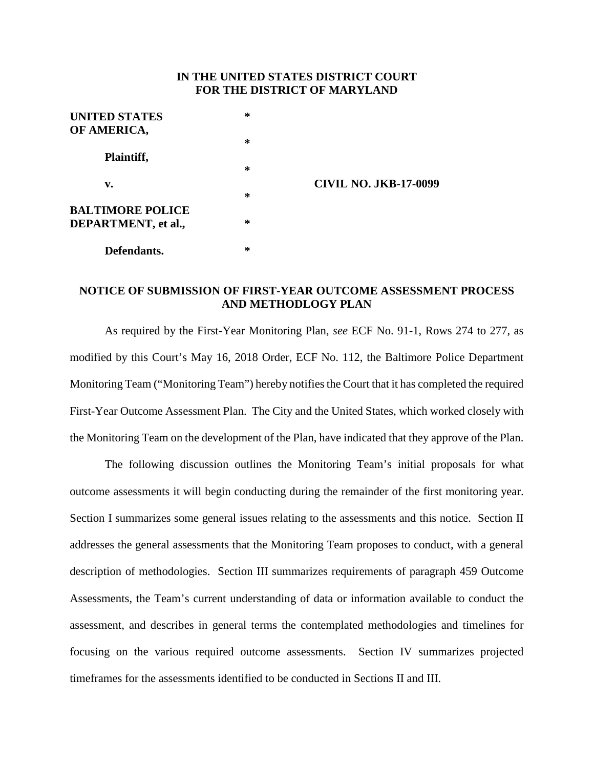**IN THE UNITED STATES DISTRICT COURT
FOR THE DISTRICT OF MARYLAND**

| | | |
|---|---|---|
| **UNITED STATES OF AMERICA,** | * | |
| | * | |
| **Plaintiff,** | * | |
| **v.** | * | **CIVIL NO. JKB-17-0099** |
| **BALTIMORE POLICE DEPARTMENT, et al.,** | * | |
| **Defendants.** | * | |

## NOTICE OF SUBMISSION OF FIRST-YEAR OUTCOME ASSESSMENT PROCESS AND METHODLOGY PLAN

As required by the First-Year Monitoring Plan, *see* ECF No. 91-1, Rows 274 to 277, as modified by this Court's May 16, 2018 Order, ECF No. 112, the Baltimore Police Department Monitoring Team ("Monitoring Team") hereby notifies the Court that it has completed the required First-Year Outcome Assessment Plan. The City and the United States, which worked closely with the Monitoring Team on the development of the Plan, have indicated that they approve of the Plan.

The following discussion outlines the Monitoring Team's initial proposals for what outcome assessments it will begin conducting during the remainder of the first monitoring year. Section I summarizes some general issues relating to the assessments and this notice. Section II addresses the general assessments that the Monitoring Team proposes to conduct, with a general description of methodologies. Section III summarizes requirements of paragraph 459 Outcome Assessments, the Team's current understanding of data or information available to conduct the assessment, and describes in general terms the contemplated methodologies and timelines for focusing on the various required outcome assessments. Section IV summarizes projected timeframes for the assessments identified to be conducted in Sections II and III.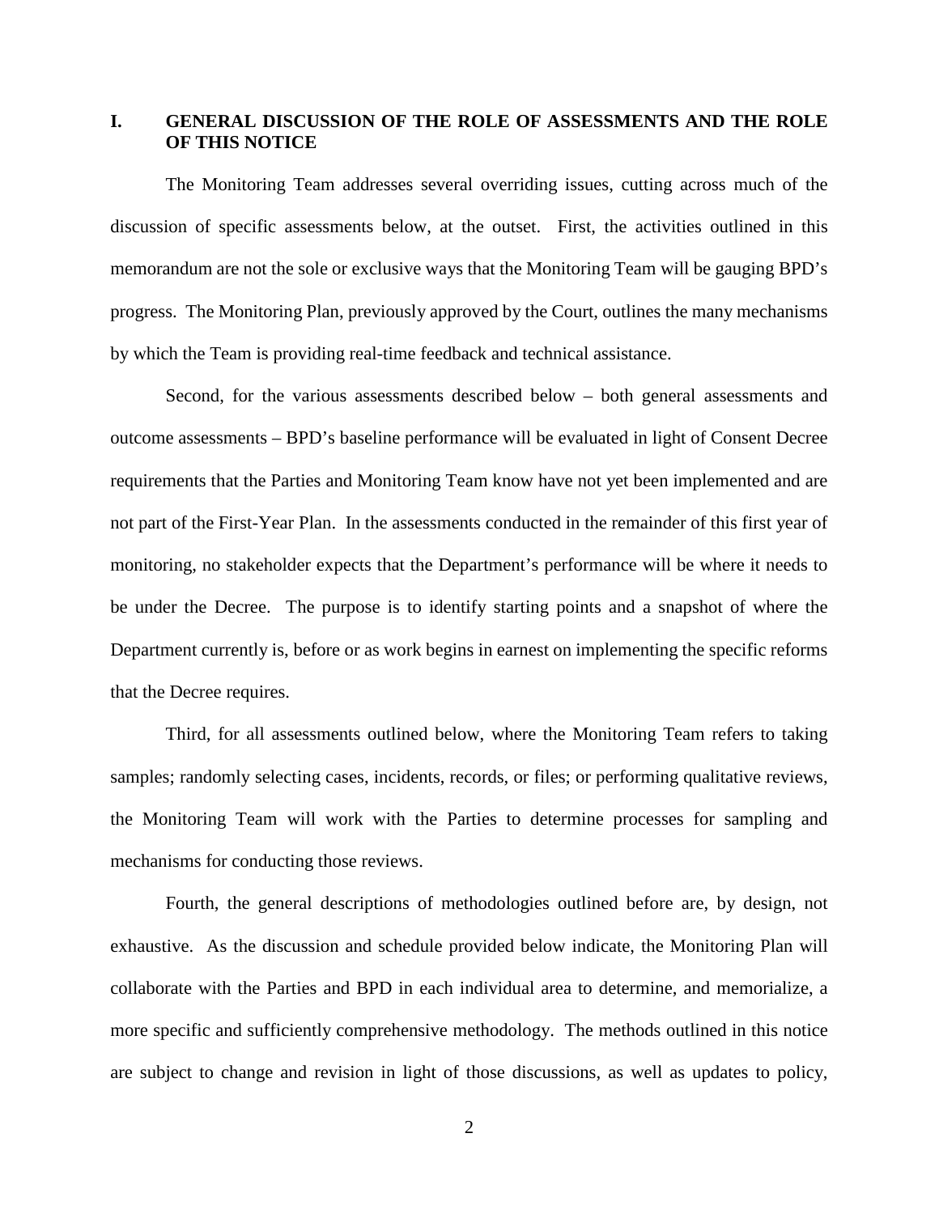## I. GENERAL DISCUSSION OF THE ROLE OF ASSESSMENTS AND THE ROLE OF THIS NOTICE

The Monitoring Team addresses several overriding issues, cutting across much of the discussion of specific assessments below, at the outset. First, the activities outlined in this memorandum are not the sole or exclusive ways that the Monitoring Team will be gauging BPD's progress. The Monitoring Plan, previously approved by the Court, outlines the many mechanisms by which the Team is providing real-time feedback and technical assistance.

Second, for the various assessments described below – both general assessments and outcome assessments – BPD's baseline performance will be evaluated in light of Consent Decree requirements that the Parties and Monitoring Team know have not yet been implemented and are not part of the First-Year Plan. In the assessments conducted in the remainder of this first year of monitoring, no stakeholder expects that the Department's performance will be where it needs to be under the Decree. The purpose is to identify starting points and a snapshot of where the Department currently is, before or as work begins in earnest on implementing the specific reforms that the Decree requires.

Third, for all assessments outlined below, where the Monitoring Team refers to taking samples; randomly selecting cases, incidents, records, or files; or performing qualitative reviews, the Monitoring Team will work with the Parties to determine processes for sampling and mechanisms for conducting those reviews.

Fourth, the general descriptions of methodologies outlined before are, by design, not exhaustive. As the discussion and schedule provided below indicate, the Monitoring Plan will collaborate with the Parties and BPD in each individual area to determine, and memorialize, a more specific and sufficiently comprehensive methodology. The methods outlined in this notice are subject to change and revision in light of those discussions, as well as updates to policy,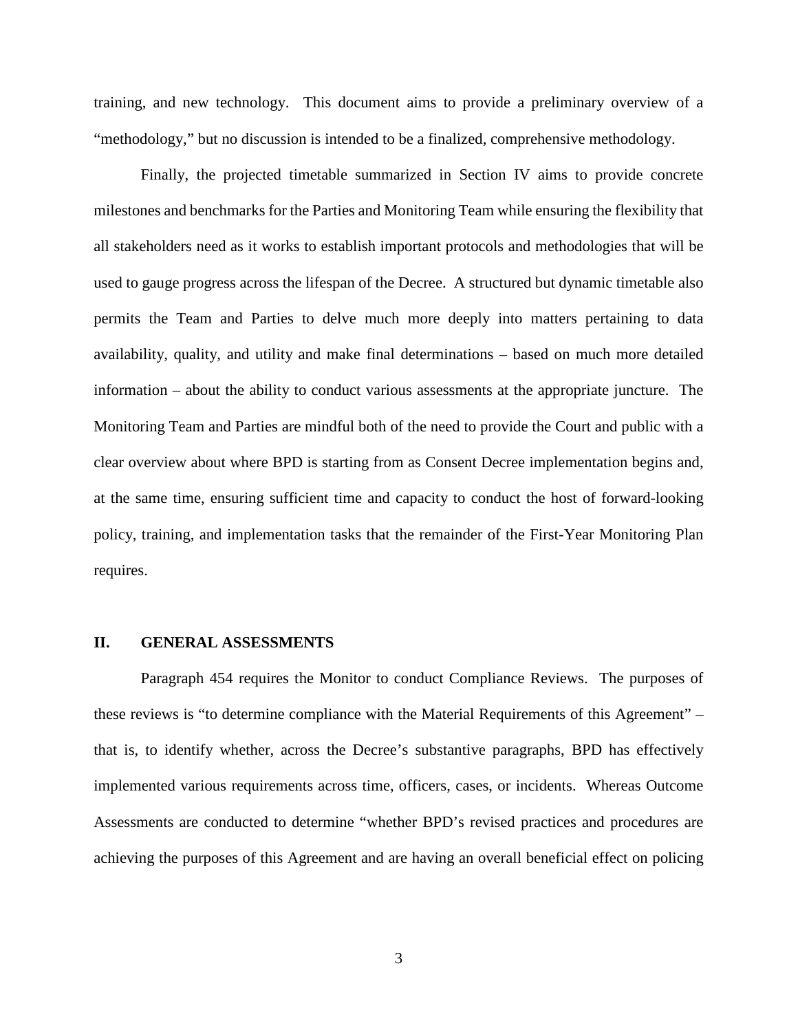training, and new technology. This document aims to provide a preliminary overview of a "methodology," but no discussion is intended to be a finalized, comprehensive methodology.

Finally, the projected timetable summarized in Section IV aims to provide concrete milestones and benchmarks for the Parties and Monitoring Team while ensuring the flexibility that all stakeholders need as it works to establish important protocols and methodologies that will be used to gauge progress across the lifespan of the Decree. A structured but dynamic timetable also permits the Team and Parties to delve much more deeply into matters pertaining to data availability, quality, and utility and make final determinations – based on much more detailed information – about the ability to conduct various assessments at the appropriate juncture. The Monitoring Team and Parties are mindful both of the need to provide the Court and public with a clear overview about where BPD is starting from as Consent Decree implementation begins and, at the same time, ensuring sufficient time and capacity to conduct the host of forward-looking policy, training, and implementation tasks that the remainder of the First-Year Monitoring Plan requires.

## II. GENERAL ASSESSMENTS

Paragraph 454 requires the Monitor to conduct Compliance Reviews. The purposes of these reviews is "to determine compliance with the Material Requirements of this Agreement" – that is, to identify whether, across the Decree's substantive paragraphs, BPD has effectively implemented various requirements across time, officers, cases, or incidents. Whereas Outcome Assessments are conducted to determine "whether BPD's revised practices and procedures are achieving the purposes of this Agreement and are having an overall beneficial effect on policing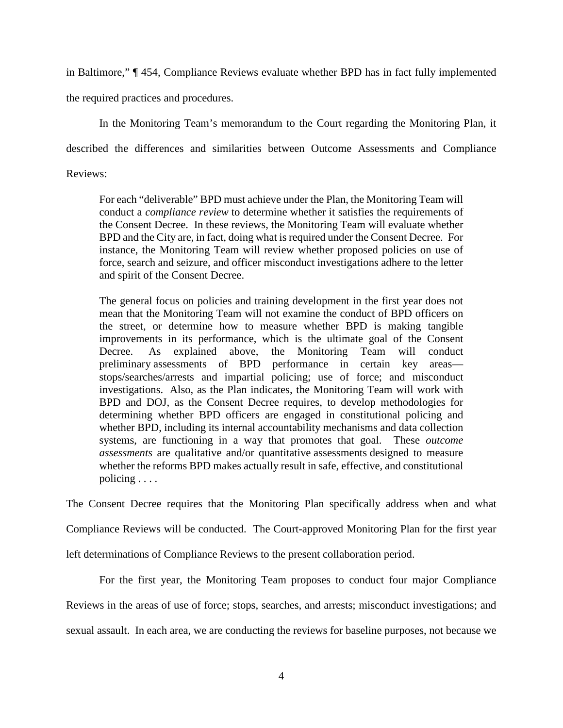in Baltimore," ¶ 454, Compliance Reviews evaluate whether BPD has in fact fully implemented the required practices and procedures.

In the Monitoring Team's memorandum to the Court regarding the Monitoring Plan, it described the differences and similarities between Outcome Assessments and Compliance Reviews:

> For each "deliverable" BPD must achieve under the Plan, the Monitoring Team will conduct a *compliance review* to determine whether it satisfies the requirements of the Consent Decree. In these reviews, the Monitoring Team will evaluate whether BPD and the City are, in fact, doing what is required under the Consent Decree. For instance, the Monitoring Team will review whether proposed policies on use of force, search and seizure, and officer misconduct investigations adhere to the letter and spirit of the Consent Decree.
>
> The general focus on policies and training development in the first year does not mean that the Monitoring Team will not examine the conduct of BPD officers on the street, or determine how to measure whether BPD is making tangible improvements in its performance, which is the ultimate goal of the Consent Decree. As explained above, the Monitoring Team will conduct preliminary assessments of BPD performance in certain key areas—stops/searches/arrests and impartial policing; use of force; and misconduct investigations. Also, as the Plan indicates, the Monitoring Team will work with BPD and DOJ, as the Consent Decree requires, to develop methodologies for determining whether BPD officers are engaged in constitutional policing and whether BPD, including its internal accountability mechanisms and data collection systems, are functioning in a way that promotes that goal. These *outcome assessments* are qualitative and/or quantitative assessments designed to measure whether the reforms BPD makes actually result in safe, effective, and constitutional policing . . . .

The Consent Decree requires that the Monitoring Plan specifically address when and what Compliance Reviews will be conducted. The Court-approved Monitoring Plan for the first year left determinations of Compliance Reviews to the present collaboration period.

For the first year, the Monitoring Team proposes to conduct four major Compliance Reviews in the areas of use of force; stops, searches, and arrests; misconduct investigations; and sexual assault. In each area, we are conducting the reviews for baseline purposes, not because we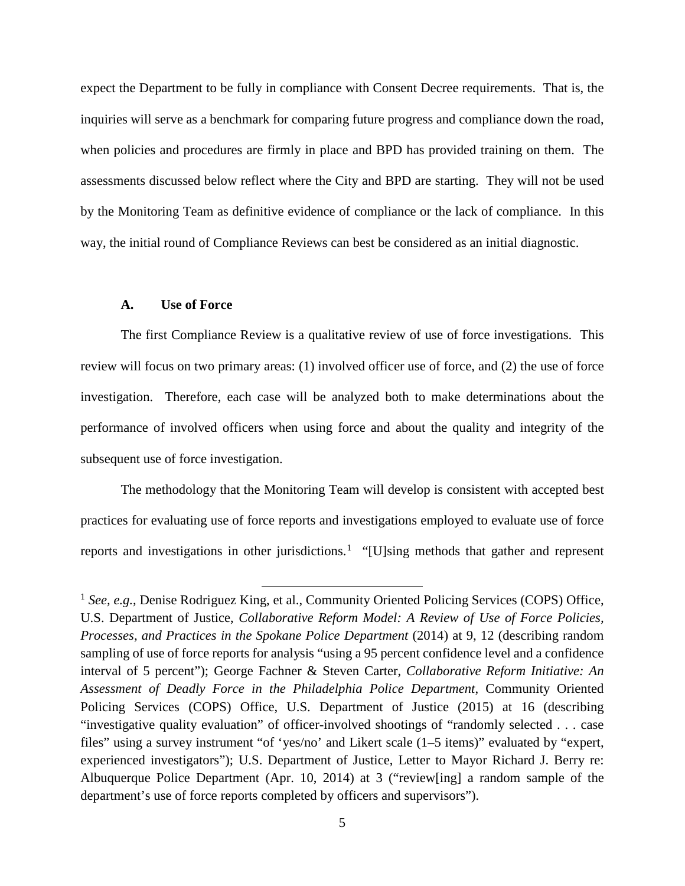expect the Department to be fully in compliance with Consent Decree requirements. That is, the inquiries will serve as a benchmark for comparing future progress and compliance down the road, when policies and procedures are firmly in place and BPD has provided training on them. The assessments discussed below reflect where the City and BPD are starting. They will not be used by the Monitoring Team as definitive evidence of compliance or the lack of compliance. In this way, the initial round of Compliance Reviews can best be considered as an initial diagnostic.

### A. Use of Force

The first Compliance Review is a qualitative review of use of force investigations. This review will focus on two primary areas: (1) involved officer use of force, and (2) the use of force investigation. Therefore, each case will be analyzed both to make determinations about the performance of involved officers when using force and about the quality and integrity of the subsequent use of force investigation.

The methodology that the Monitoring Team will develop is consistent with accepted best practices for evaluating use of force reports and investigations employed to evaluate use of force reports and investigations in other jurisdictions.[1] "[U]sing methods that gather and represent

---

[1] *See, e.g.*, Denise Rodriguez King, et al., Community Oriented Policing Services (COPS) Office, U.S. Department of Justice, *Collaborative Reform Model: A Review of Use of Force Policies, Processes, and Practices in the Spokane Police Department* (2014) at 9, 12 (describing random sampling of use of force reports for analysis "using a 95 percent confidence level and a confidence interval of 5 percent"); George Fachner & Steven Carter, *Collaborative Reform Initiative: An Assessment of Deadly Force in the Philadelphia Police Department*, Community Oriented Policing Services (COPS) Office, U.S. Department of Justice (2015) at 16 (describing "investigative quality evaluation" of officer-involved shootings of "randomly selected . . . case files" using a survey instrument "of 'yes/no' and Likert scale (1–5 items)" evaluated by "expert, experienced investigators"); U.S. Department of Justice, Letter to Mayor Richard J. Berry re: Albuquerque Police Department (Apr. 10, 2014) at 3 ("review[ing] a random sample of the department's use of force reports completed by officers and supervisors").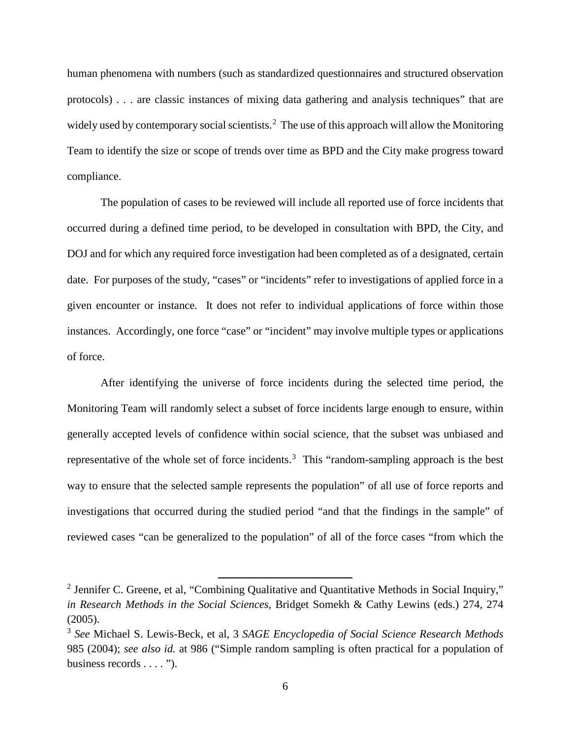human phenomena with numbers (such as standardized questionnaires and structured observation protocols) . . . are classic instances of mixing data gathering and analysis techniques" that are widely used by contemporary social scientists.[2] The use of this approach will allow the Monitoring Team to identify the size or scope of trends over time as BPD and the City make progress toward compliance.

The population of cases to be reviewed will include all reported use of force incidents that occurred during a defined time period, to be developed in consultation with BPD, the City, and DOJ and for which any required force investigation had been completed as of a designated, certain date. For purposes of the study, "cases" or "incidents" refer to investigations of applied force in a given encounter or instance. It does not refer to individual applications of force within those instances. Accordingly, one force "case" or "incident" may involve multiple types or applications of force.

After identifying the universe of force incidents during the selected time period, the Monitoring Team will randomly select a subset of force incidents large enough to ensure, within generally accepted levels of confidence within social science, that the subset was unbiased and representative of the whole set of force incidents.[3] This "random-sampling approach is the best way to ensure that the selected sample represents the population" of all use of force reports and investigations that occurred during the studied period "and that the findings in the sample" of reviewed cases "can be generalized to the population" of all of the force cases "from which the

---

[2] Jennifer C. Greene, et al, "Combining Qualitative and Quantitative Methods in Social Inquiry," *in Research Methods in the Social Sciences*, Bridget Somekh & Cathy Lewins (eds.) 274, 274 (2005).

[3] *See* Michael S. Lewis-Beck, et al, 3 *SAGE Encyclopedia of Social Science Research Methods* 985 (2004); *see also id.* at 986 ("Simple random sampling is often practical for a population of business records . . . . ").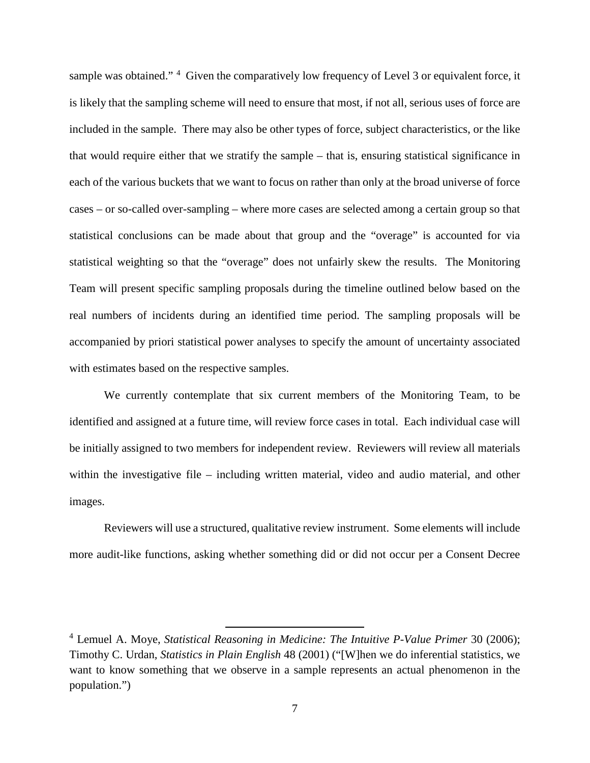sample was obtained." [4] Given the comparatively low frequency of Level 3 or equivalent force, it is likely that the sampling scheme will need to ensure that most, if not all, serious uses of force are included in the sample. There may also be other types of force, subject characteristics, or the like that would require either that we stratify the sample – that is, ensuring statistical significance in each of the various buckets that we want to focus on rather than only at the broad universe of force cases – or so-called over-sampling – where more cases are selected among a certain group so that statistical conclusions can be made about that group and the "overage" is accounted for via statistical weighting so that the "overage" does not unfairly skew the results. The Monitoring Team will present specific sampling proposals during the timeline outlined below based on the real numbers of incidents during an identified time period. The sampling proposals will be accompanied by priori statistical power analyses to specify the amount of uncertainty associated with estimates based on the respective samples.

We currently contemplate that six current members of the Monitoring Team, to be identified and assigned at a future time, will review force cases in total. Each individual case will be initially assigned to two members for independent review. Reviewers will review all materials within the investigative file – including written material, video and audio material, and other images.

Reviewers will use a structured, qualitative review instrument. Some elements will include more audit-like functions, asking whether something did or did not occur per a Consent Decree

---

[4] Lemuel A. Moye, *Statistical Reasoning in Medicine: The Intuitive P-Value Primer* 30 (2006); Timothy C. Urdan, *Statistics in Plain English* 48 (2001) ("[W]hen we do inferential statistics, we want to know something that we observe in a sample represents an actual phenomenon in the population.")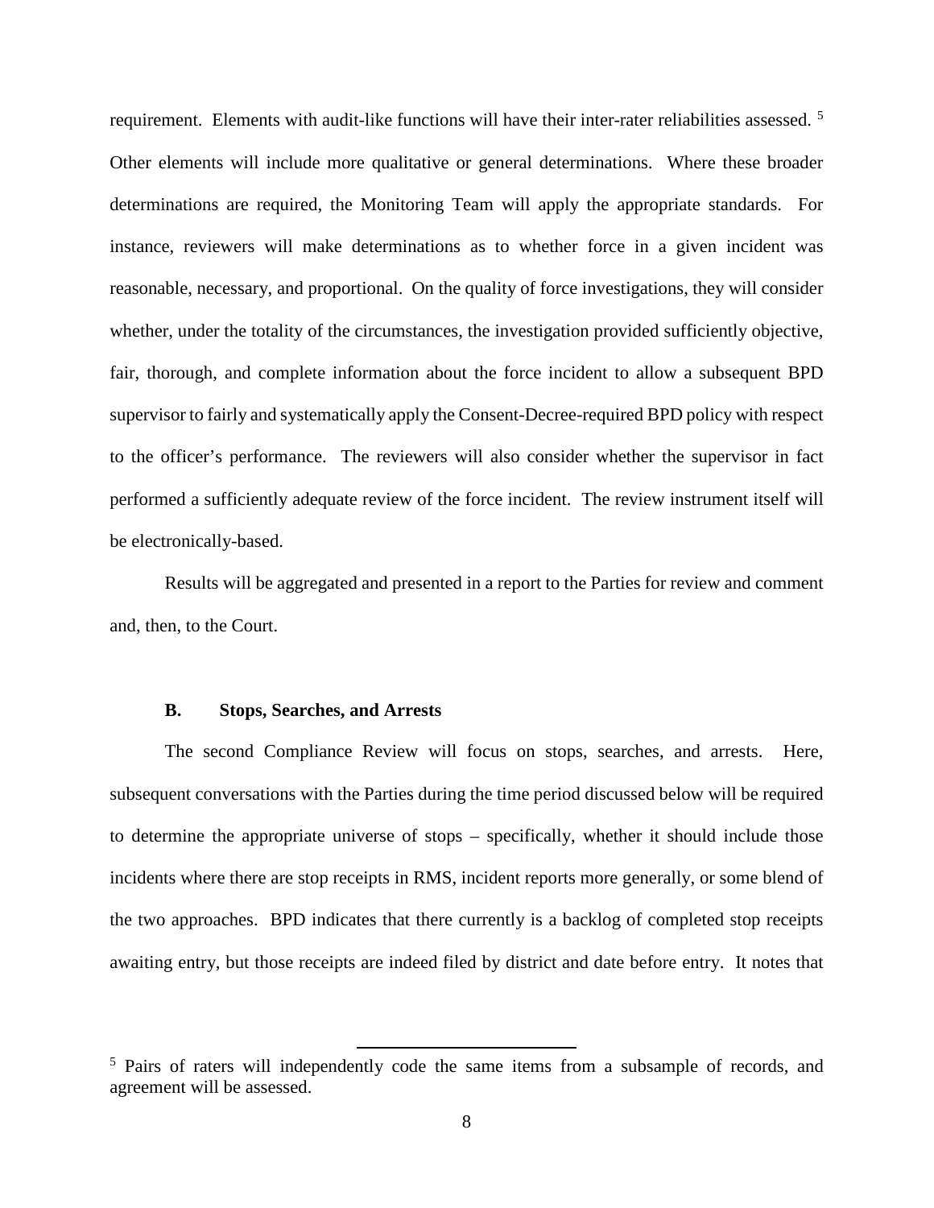requirement. Elements with audit-like functions will have their inter-rater reliabilities assessed. [5] Other elements will include more qualitative or general determinations. Where these broader determinations are required, the Monitoring Team will apply the appropriate standards. For instance, reviewers will make determinations as to whether force in a given incident was reasonable, necessary, and proportional. On the quality of force investigations, they will consider whether, under the totality of the circumstances, the investigation provided sufficiently objective, fair, thorough, and complete information about the force incident to allow a subsequent BPD supervisor to fairly and systematically apply the Consent-Decree-required BPD policy with respect to the officer's performance. The reviewers will also consider whether the supervisor in fact performed a sufficiently adequate review of the force incident. The review instrument itself will be electronically-based.

Results will be aggregated and presented in a report to the Parties for review and comment and, then, to the Court.

### B. Stops, Searches, and Arrests

The second Compliance Review will focus on stops, searches, and arrests. Here, subsequent conversations with the Parties during the time period discussed below will be required to determine the appropriate universe of stops – specifically, whether it should include those incidents where there are stop receipts in RMS, incident reports more generally, or some blend of the two approaches. BPD indicates that there currently is a backlog of completed stop receipts awaiting entry, but those receipts are indeed filed by district and date before entry. It notes that

[5] Pairs of raters will independently code the same items from a subsample of records, and agreement will be assessed.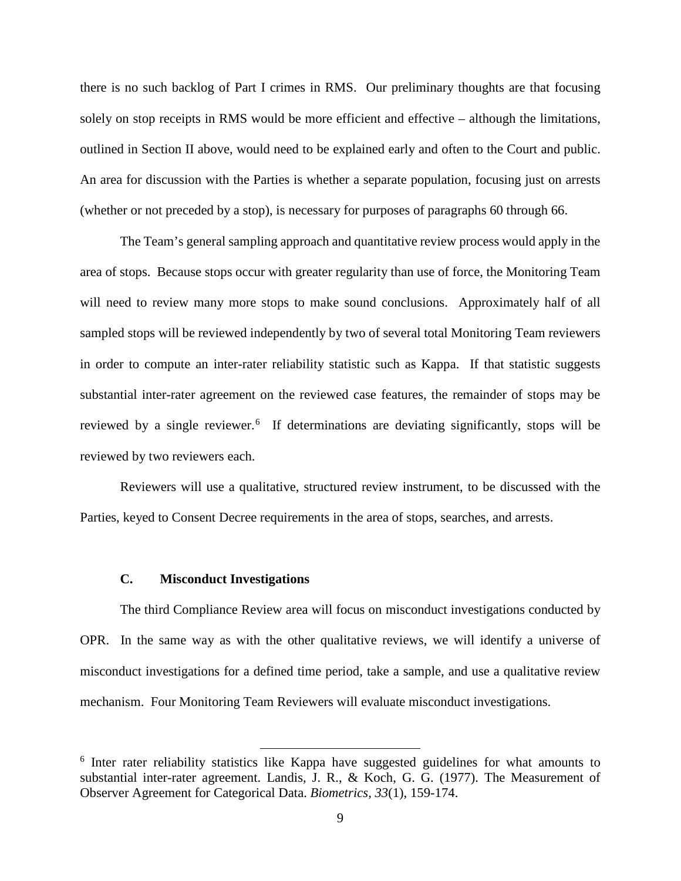there is no such backlog of Part I crimes in RMS. Our preliminary thoughts are that focusing solely on stop receipts in RMS would be more efficient and effective – although the limitations, outlined in Section II above, would need to be explained early and often to the Court and public. An area for discussion with the Parties is whether a separate population, focusing just on arrests (whether or not preceded by a stop), is necessary for purposes of paragraphs 60 through 66.

The Team's general sampling approach and quantitative review process would apply in the area of stops. Because stops occur with greater regularity than use of force, the Monitoring Team will need to review many more stops to make sound conclusions. Approximately half of all sampled stops will be reviewed independently by two of several total Monitoring Team reviewers in order to compute an inter-rater reliability statistic such as Kappa. If that statistic suggests substantial inter-rater agreement on the reviewed case features, the remainder of stops may be reviewed by a single reviewer.[6] If determinations are deviating significantly, stops will be reviewed by two reviewers each.

Reviewers will use a qualitative, structured review instrument, to be discussed with the Parties, keyed to Consent Decree requirements in the area of stops, searches, and arrests.

### C. Misconduct Investigations

The third Compliance Review area will focus on misconduct investigations conducted by OPR. In the same way as with the other qualitative reviews, we will identify a universe of misconduct investigations for a defined time period, take a sample, and use a qualitative review mechanism. Four Monitoring Team Reviewers will evaluate misconduct investigations.

---

[6] Inter rater reliability statistics like Kappa have suggested guidelines for what amounts to substantial inter-rater agreement. Landis, J. R., & Koch, G. G. (1977). The Measurement of Observer Agreement for Categorical Data. *Biometrics*, *33*(1), 159-174.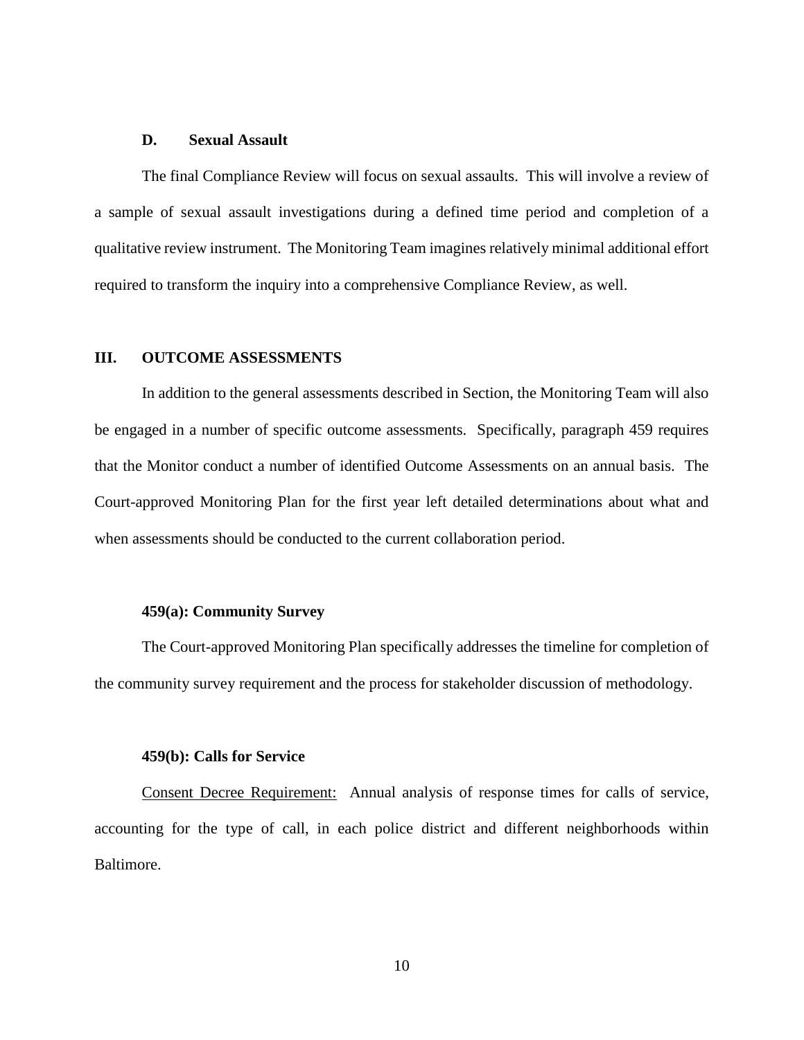### D. Sexual Assault

The final Compliance Review will focus on sexual assaults. This will involve a review of a sample of sexual assault investigations during a defined time period and completion of a qualitative review instrument. The Monitoring Team imagines relatively minimal additional effort required to transform the inquiry into a comprehensive Compliance Review, as well.

## III. OUTCOME ASSESSMENTS

In addition to the general assessments described in Section, the Monitoring Team will also be engaged in a number of specific outcome assessments. Specifically, paragraph 459 requires that the Monitor conduct a number of identified Outcome Assessments on an annual basis. The Court-approved Monitoring Plan for the first year left detailed determinations about what and when assessments should be conducted to the current collaboration period.

#### 459(a): Community Survey

The Court-approved Monitoring Plan specifically addresses the timeline for completion of the community survey requirement and the process for stakeholder discussion of methodology.

#### 459(b): Calls for Service

Consent Decree Requirement: Annual analysis of response times for calls of service, accounting for the type of call, in each police district and different neighborhoods within Baltimore.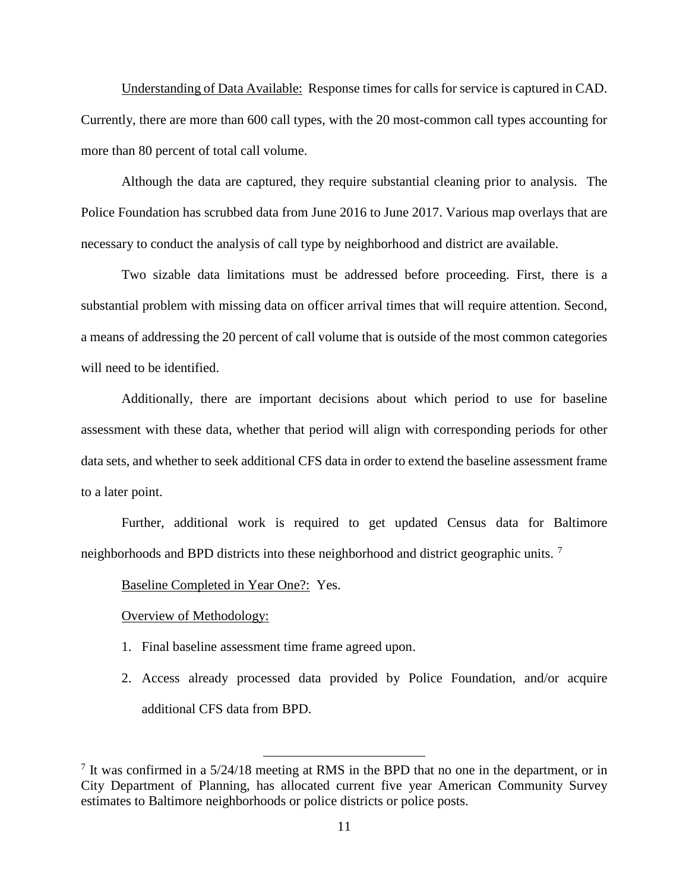Understanding of Data Available: Response times for calls for service is captured in CAD. Currently, there are more than 600 call types, with the 20 most-common call types accounting for more than 80 percent of total call volume.

Although the data are captured, they require substantial cleaning prior to analysis. The Police Foundation has scrubbed data from June 2016 to June 2017. Various map overlays that are necessary to conduct the analysis of call type by neighborhood and district are available.

Two sizable data limitations must be addressed before proceeding. First, there is a substantial problem with missing data on officer arrival times that will require attention. Second, a means of addressing the 20 percent of call volume that is outside of the most common categories will need to be identified.

Additionally, there are important decisions about which period to use for baseline assessment with these data, whether that period will align with corresponding periods for other data sets, and whether to seek additional CFS data in order to extend the baseline assessment frame to a later point.

Further, additional work is required to get updated Census data for Baltimore neighborhoods and BPD districts into these neighborhood and district geographic units. [7]

Baseline Completed in Year One?: Yes.

Overview of Methodology:

1. Final baseline assessment time frame agreed upon.
2. Access already processed data provided by Police Foundation, and/or acquire additional CFS data from BPD.

---

[7] It was confirmed in a 5/24/18 meeting at RMS in the BPD that no one in the department, or in City Department of Planning, has allocated current five year American Community Survey estimates to Baltimore neighborhoods or police districts or police posts.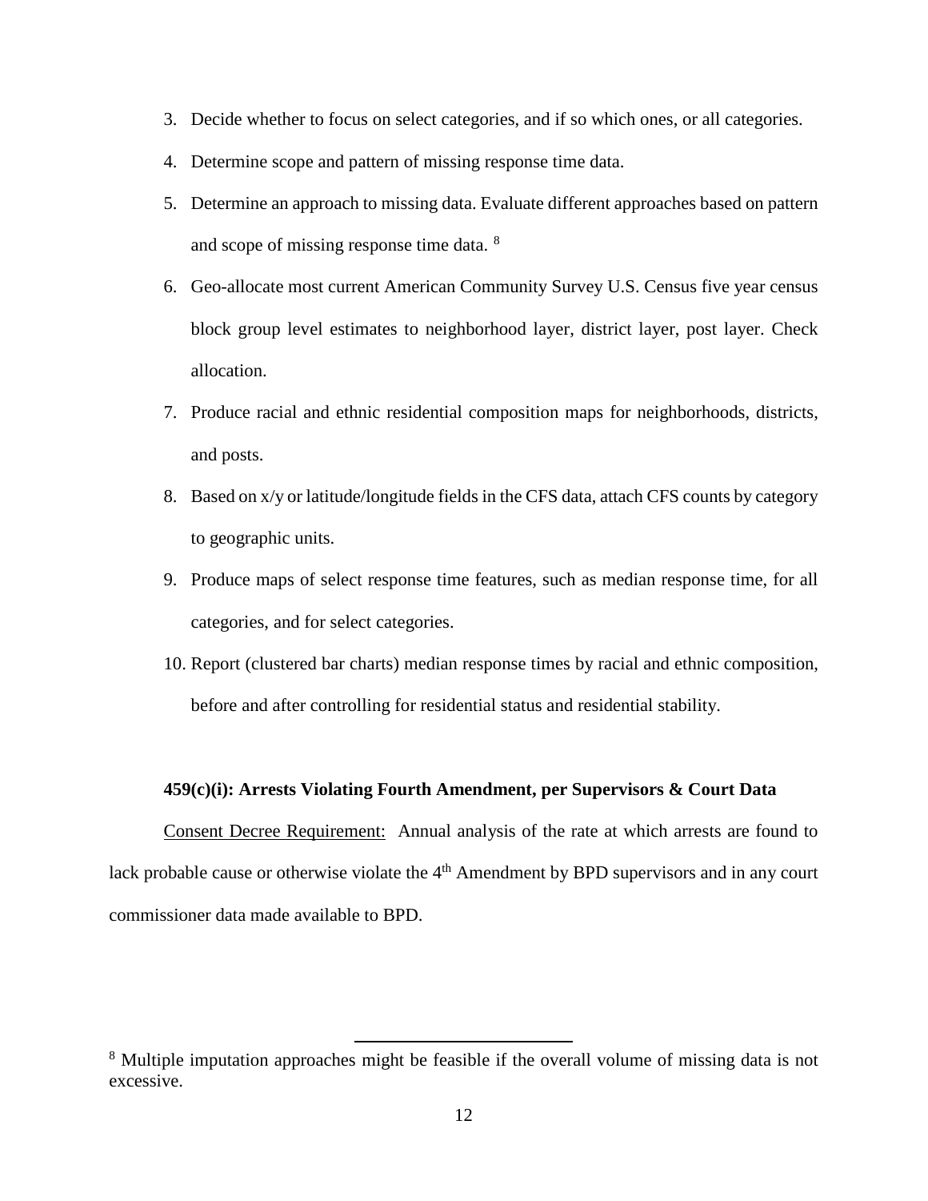3. Decide whether to focus on select categories, and if so which ones, or all categories.
4. Determine scope and pattern of missing response time data.
5. Determine an approach to missing data. Evaluate different approaches based on pattern and scope of missing response time data. [8]
6. Geo-allocate most current American Community Survey U.S. Census five year census block group level estimates to neighborhood layer, district layer, post layer. Check allocation.
7. Produce racial and ethnic residential composition maps for neighborhoods, districts, and posts.
8. Based on x/y or latitude/longitude fields in the CFS data, attach CFS counts by category to geographic units.
9. Produce maps of select response time features, such as median response time, for all categories, and for select categories.
10. Report (clustered bar charts) median response times by racial and ethnic composition, before and after controlling for residential status and residential stability.

**459(c)(i): Arrests Violating Fourth Amendment, per Supervisors & Court Data**

Consent Decree Requirement: Annual analysis of the rate at which arrests are found to lack probable cause or otherwise violate the 4th Amendment by BPD supervisors and in any court commissioner data made available to BPD.

[8] Multiple imputation approaches might be feasible if the overall volume of missing data is not excessive.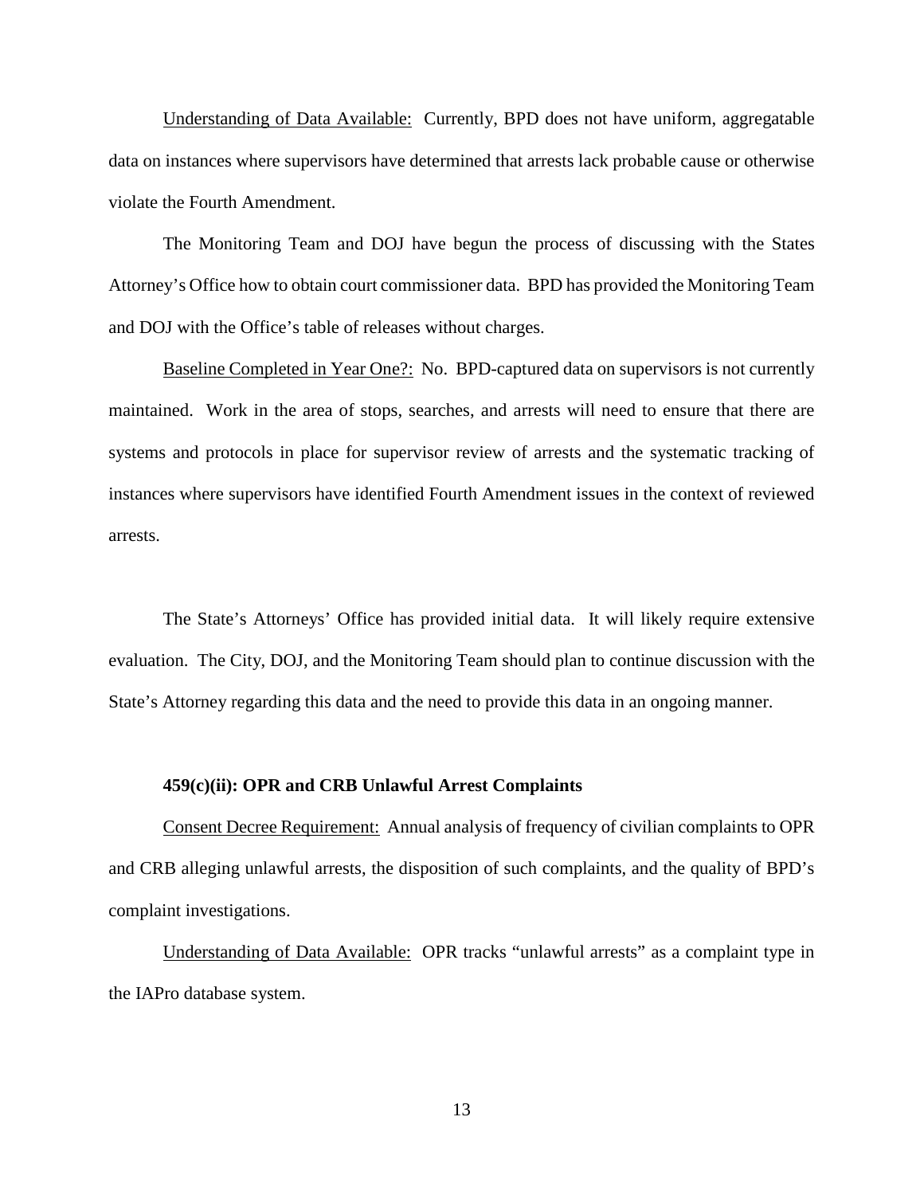Understanding of Data Available: Currently, BPD does not have uniform, aggregatable data on instances where supervisors have determined that arrests lack probable cause or otherwise violate the Fourth Amendment.

The Monitoring Team and DOJ have begun the process of discussing with the States Attorney's Office how to obtain court commissioner data. BPD has provided the Monitoring Team and DOJ with the Office's table of releases without charges.

Baseline Completed in Year One?: No. BPD-captured data on supervisors is not currently maintained. Work in the area of stops, searches, and arrests will need to ensure that there are systems and protocols in place for supervisor review of arrests and the systematic tracking of instances where supervisors have identified Fourth Amendment issues in the context of reviewed arrests.

The State's Attorneys' Office has provided initial data. It will likely require extensive evaluation. The City, DOJ, and the Monitoring Team should plan to continue discussion with the State's Attorney regarding this data and the need to provide this data in an ongoing manner.

**459(c)(ii): OPR and CRB Unlawful Arrest Complaints**

Consent Decree Requirement: Annual analysis of frequency of civilian complaints to OPR and CRB alleging unlawful arrests, the disposition of such complaints, and the quality of BPD's complaint investigations.

Understanding of Data Available: OPR tracks "unlawful arrests" as a complaint type in the IAPro database system.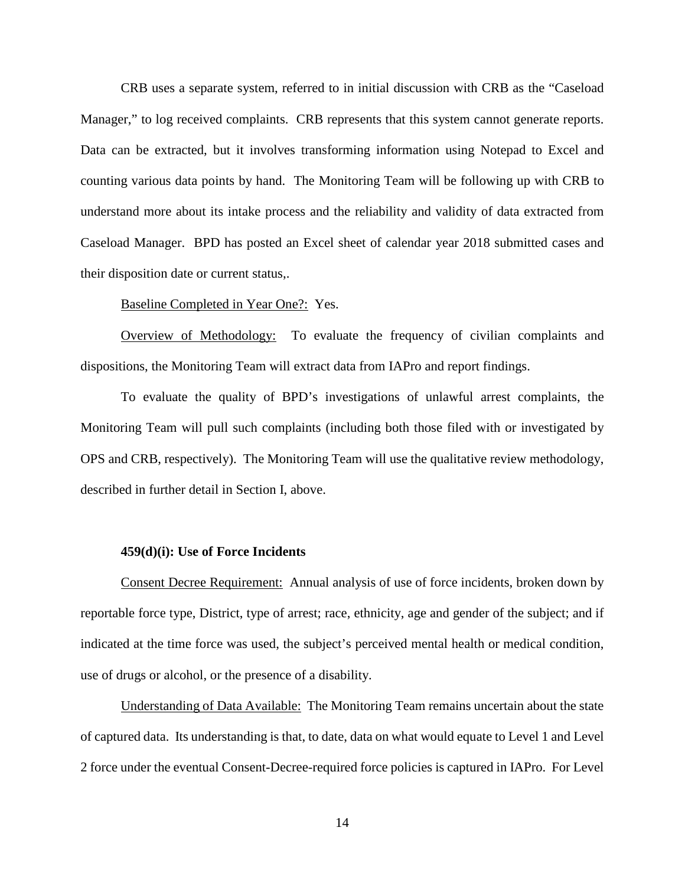CRB uses a separate system, referred to in initial discussion with CRB as the "Caseload Manager," to log received complaints. CRB represents that this system cannot generate reports. Data can be extracted, but it involves transforming information using Notepad to Excel and counting various data points by hand. The Monitoring Team will be following up with CRB to understand more about its intake process and the reliability and validity of data extracted from Caseload Manager. BPD has posted an Excel sheet of calendar year 2018 submitted cases and their disposition date or current status,.

Baseline Completed in Year One?: Yes.

Overview of Methodology: To evaluate the frequency of civilian complaints and dispositions, the Monitoring Team will extract data from IAPro and report findings.

To evaluate the quality of BPD's investigations of unlawful arrest complaints, the Monitoring Team will pull such complaints (including both those filed with or investigated by OPS and CRB, respectively). The Monitoring Team will use the qualitative review methodology, described in further detail in Section I, above.

**459(d)(i): Use of Force Incidents**

Consent Decree Requirement: Annual analysis of use of force incidents, broken down by reportable force type, District, type of arrest; race, ethnicity, age and gender of the subject; and if indicated at the time force was used, the subject's perceived mental health or medical condition, use of drugs or alcohol, or the presence of a disability.

Understanding of Data Available: The Monitoring Team remains uncertain about the state of captured data. Its understanding is that, to date, data on what would equate to Level 1 and Level 2 force under the eventual Consent-Decree-required force policies is captured in IAPro. For Level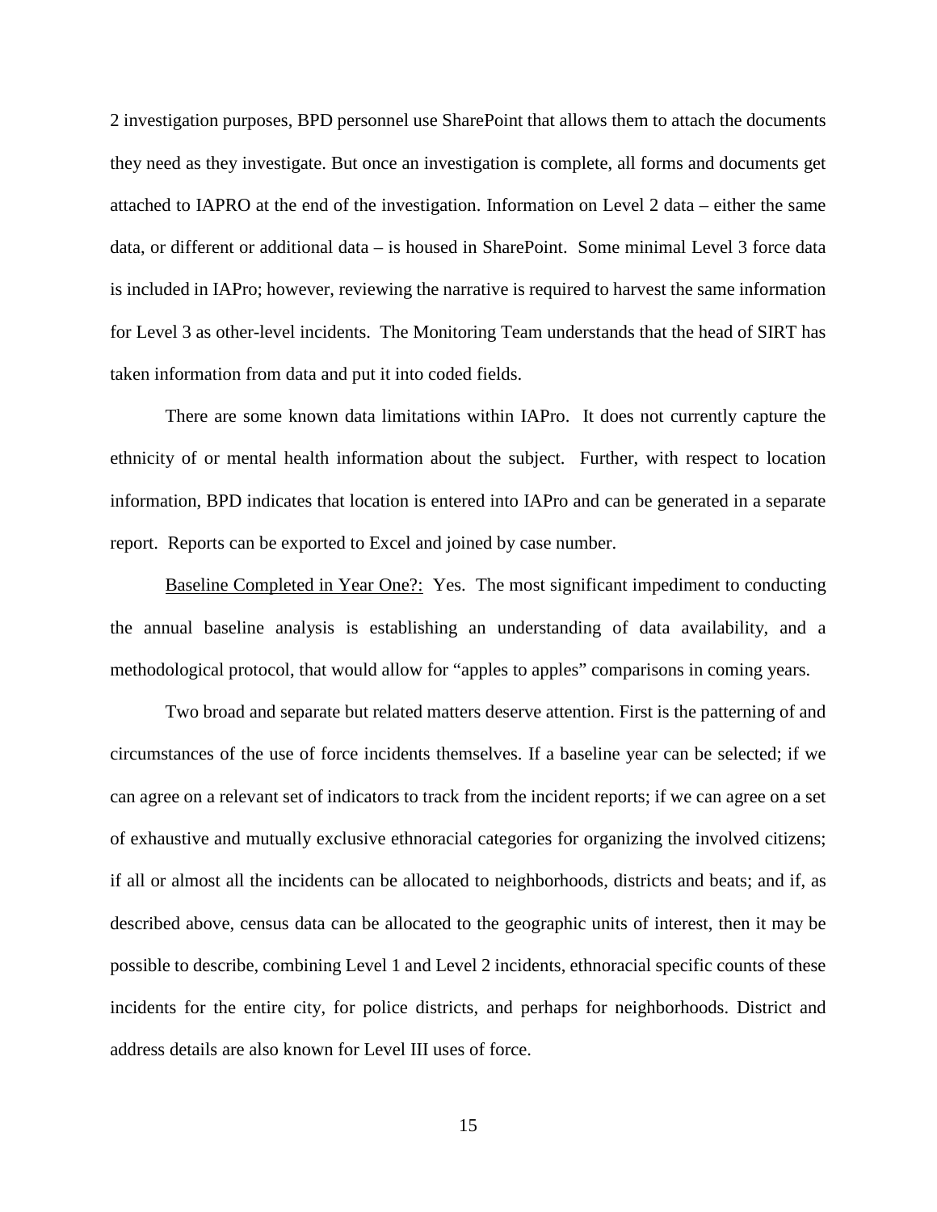2 investigation purposes, BPD personnel use SharePoint that allows them to attach the documents they need as they investigate. But once an investigation is complete, all forms and documents get attached to IAPRO at the end of the investigation. Information on Level 2 data – either the same data, or different or additional data – is housed in SharePoint. Some minimal Level 3 force data is included in IAPro; however, reviewing the narrative is required to harvest the same information for Level 3 as other-level incidents. The Monitoring Team understands that the head of SIRT has taken information from data and put it into coded fields.

There are some known data limitations within IAPro. It does not currently capture the ethnicity of or mental health information about the subject. Further, with respect to location information, BPD indicates that location is entered into IAPro and can be generated in a separate report. Reports can be exported to Excel and joined by case number.

Baseline Completed in Year One?: Yes. The most significant impediment to conducting the annual baseline analysis is establishing an understanding of data availability, and a methodological protocol, that would allow for "apples to apples" comparisons in coming years.

Two broad and separate but related matters deserve attention. First is the patterning of and circumstances of the use of force incidents themselves. If a baseline year can be selected; if we can agree on a relevant set of indicators to track from the incident reports; if we can agree on a set of exhaustive and mutually exclusive ethnoracial categories for organizing the involved citizens; if all or almost all the incidents can be allocated to neighborhoods, districts and beats; and if, as described above, census data can be allocated to the geographic units of interest, then it may be possible to describe, combining Level 1 and Level 2 incidents, ethnoracial specific counts of these incidents for the entire city, for police districts, and perhaps for neighborhoods. District and address details are also known for Level III uses of force.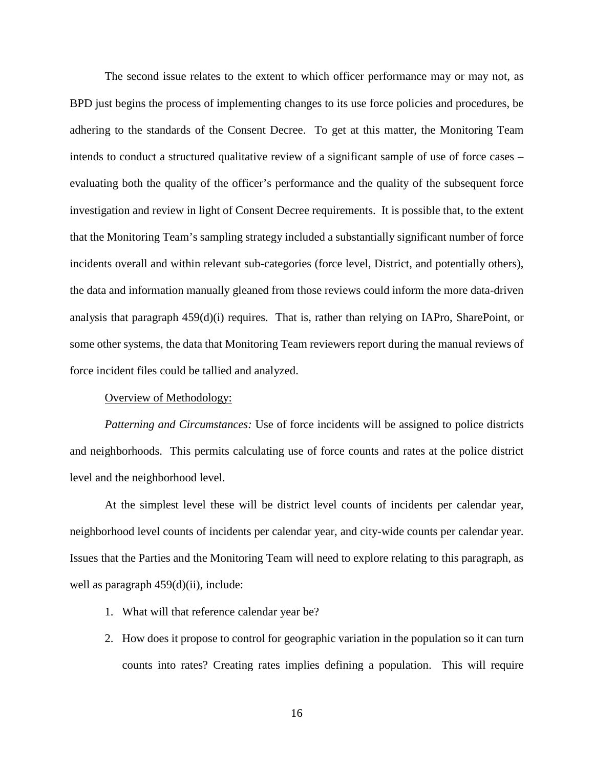The second issue relates to the extent to which officer performance may or may not, as BPD just begins the process of implementing changes to its use force policies and procedures, be adhering to the standards of the Consent Decree. To get at this matter, the Monitoring Team intends to conduct a structured qualitative review of a significant sample of use of force cases – evaluating both the quality of the officer's performance and the quality of the subsequent force investigation and review in light of Consent Decree requirements. It is possible that, to the extent that the Monitoring Team's sampling strategy included a substantially significant number of force incidents overall and within relevant sub-categories (force level, District, and potentially others), the data and information manually gleaned from those reviews could inform the more data-driven analysis that paragraph 459(d)(i) requires. That is, rather than relying on IAPro, SharePoint, or some other systems, the data that Monitoring Team reviewers report during the manual reviews of force incident files could be tallied and analyzed.

<u>Overview of Methodology:</u>

*Patterning and Circumstances:* Use of force incidents will be assigned to police districts and neighborhoods. This permits calculating use of force counts and rates at the police district level and the neighborhood level.

At the simplest level these will be district level counts of incidents per calendar year, neighborhood level counts of incidents per calendar year, and city-wide counts per calendar year. Issues that the Parties and the Monitoring Team will need to explore relating to this paragraph, as well as paragraph 459(d)(ii), include:

1. What will that reference calendar year be?
2. How does it propose to control for geographic variation in the population so it can turn counts into rates? Creating rates implies defining a population. This will require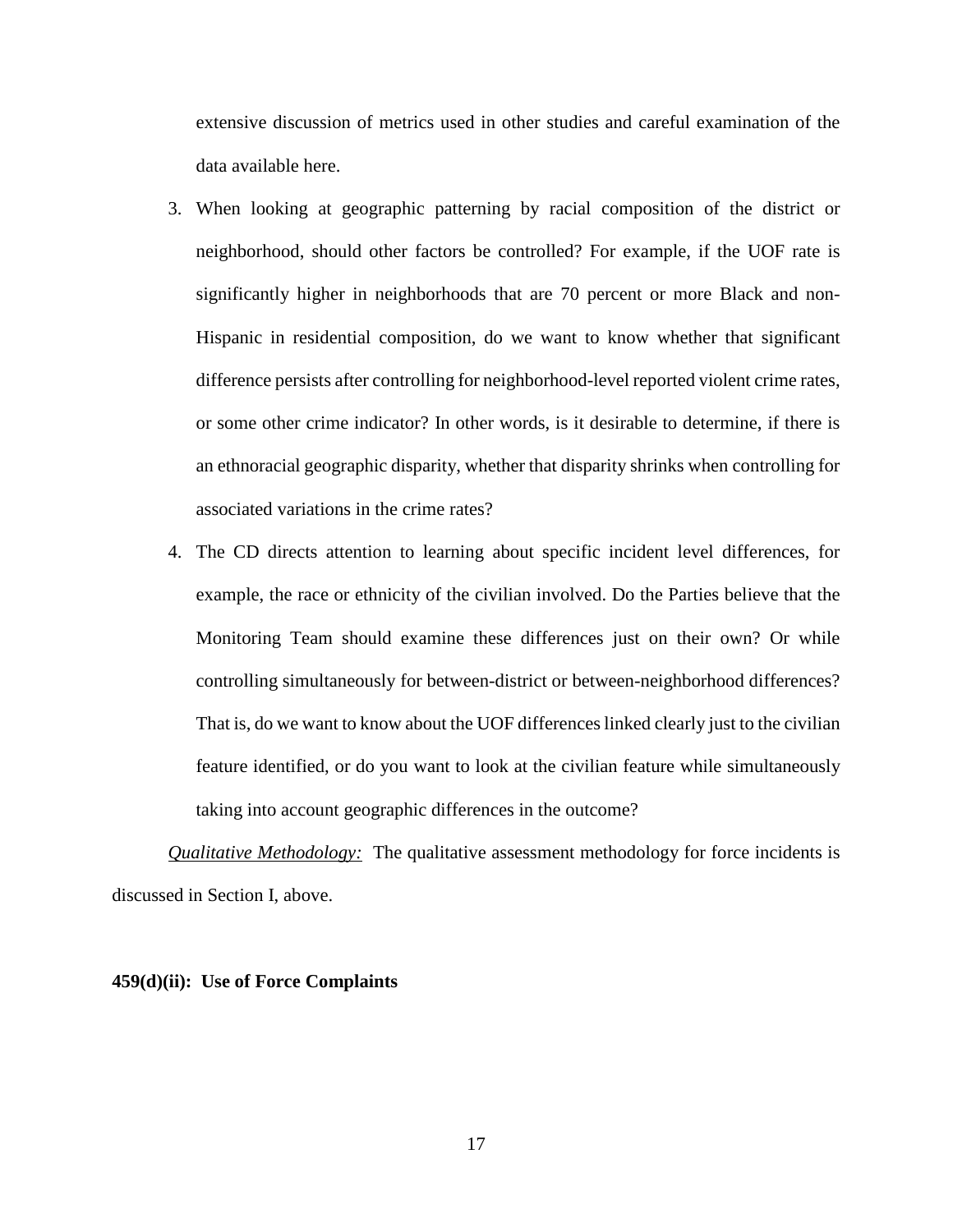extensive discussion of metrics used in other studies and careful examination of the data available here.

3. When looking at geographic patterning by racial composition of the district or neighborhood, should other factors be controlled? For example, if the UOF rate is significantly higher in neighborhoods that are 70 percent or more Black and non-Hispanic in residential composition, do we want to know whether that significant difference persists after controlling for neighborhood-level reported violent crime rates, or some other crime indicator? In other words, is it desirable to determine, if there is an ethnoracial geographic disparity, whether that disparity shrinks when controlling for associated variations in the crime rates?

4. The CD directs attention to learning about specific incident level differences, for example, the race or ethnicity of the civilian involved. Do the Parties believe that the Monitoring Team should examine these differences just on their own? Or while controlling simultaneously for between-district or between-neighborhood differences? That is, do we want to know about the UOF differences linked clearly just to the civilian feature identified, or do you want to look at the civilian feature while simultaneously taking into account geographic differences in the outcome?

*Qualitative Methodology:* The qualitative assessment methodology for force incidents is discussed in Section I, above.

**459(d)(ii): Use of Force Complaints**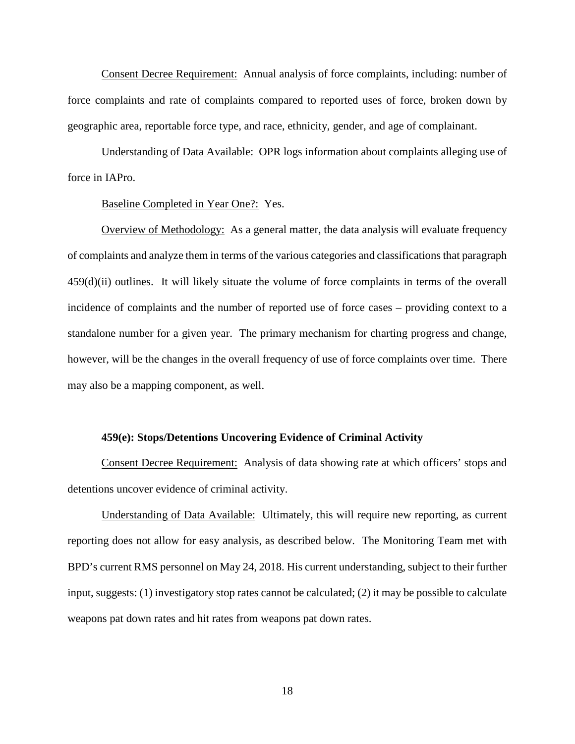Consent Decree Requirement: Annual analysis of force complaints, including: number of force complaints and rate of complaints compared to reported uses of force, broken down by geographic area, reportable force type, and race, ethnicity, gender, and age of complainant.

Understanding of Data Available: OPR logs information about complaints alleging use of force in IAPro.

Baseline Completed in Year One?: Yes.

Overview of Methodology: As a general matter, the data analysis will evaluate frequency of complaints and analyze them in terms of the various categories and classifications that paragraph 459(d)(ii) outlines. It will likely situate the volume of force complaints in terms of the overall incidence of complaints and the number of reported use of force cases – providing context to a standalone number for a given year. The primary mechanism for charting progress and change, however, will be the changes in the overall frequency of use of force complaints over time. There may also be a mapping component, as well.

**459(e): Stops/Detentions Uncovering Evidence of Criminal Activity**

Consent Decree Requirement: Analysis of data showing rate at which officers' stops and detentions uncover evidence of criminal activity.

Understanding of Data Available: Ultimately, this will require new reporting, as current reporting does not allow for easy analysis, as described below. The Monitoring Team met with BPD's current RMS personnel on May 24, 2018. His current understanding, subject to their further input, suggests: (1) investigatory stop rates cannot be calculated; (2) it may be possible to calculate weapons pat down rates and hit rates from weapons pat down rates.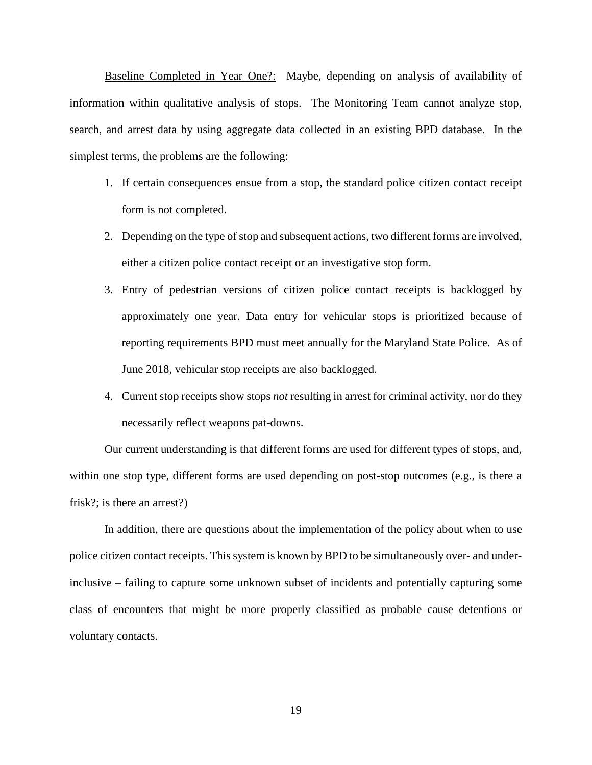<u>Baseline Completed in Year One?:</u> Maybe, depending on analysis of availability of information within qualitative analysis of stops. The Monitoring Team cannot analyze stop, search, and arrest data by using aggregate data collected in an existing BPD database. In the simplest terms, the problems are the following:

1. If certain consequences ensue from a stop, the standard police citizen contact receipt form is not completed.
2. Depending on the type of stop and subsequent actions, two different forms are involved, either a citizen police contact receipt or an investigative stop form.
3. Entry of pedestrian versions of citizen police contact receipts is backlogged by approximately one year. Data entry for vehicular stops is prioritized because of reporting requirements BPD must meet annually for the Maryland State Police. As of June 2018, vehicular stop receipts are also backlogged.
4. Current stop receipts show stops *not* resulting in arrest for criminal activity, nor do they necessarily reflect weapons pat-downs.

Our current understanding is that different forms are used for different types of stops, and, within one stop type, different forms are used depending on post-stop outcomes (e.g., is there a frisk?; is there an arrest?)

In addition, there are questions about the implementation of the policy about when to use police citizen contact receipts. This system is known by BPD to be simultaneously over- and under-inclusive – failing to capture some unknown subset of incidents and potentially capturing some class of encounters that might be more properly classified as probable cause detentions or voluntary contacts.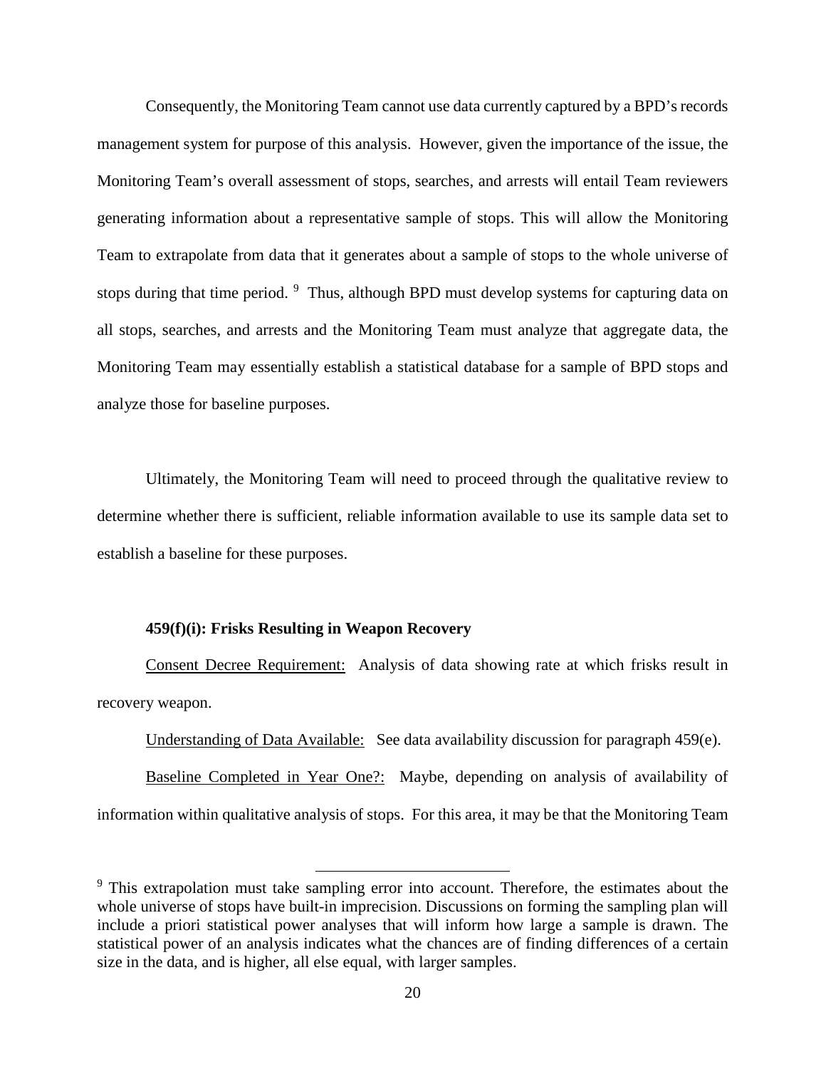Consequently, the Monitoring Team cannot use data currently captured by a BPD's records management system for purpose of this analysis. However, given the importance of the issue, the Monitoring Team's overall assessment of stops, searches, and arrests will entail Team reviewers generating information about a representative sample of stops. This will allow the Monitoring Team to extrapolate from data that it generates about a sample of stops to the whole universe of stops during that time period. [9] Thus, although BPD must develop systems for capturing data on all stops, searches, and arrests and the Monitoring Team must analyze that aggregate data, the Monitoring Team may essentially establish a statistical database for a sample of BPD stops and analyze those for baseline purposes.

Ultimately, the Monitoring Team will need to proceed through the qualitative review to determine whether there is sufficient, reliable information available to use its sample data set to establish a baseline for these purposes.

**459(f)(i): Frisks Resulting in Weapon Recovery**

Consent Decree Requirement: Analysis of data showing rate at which frisks result in recovery weapon.

Understanding of Data Available: See data availability discussion for paragraph 459(e).

Baseline Completed in Year One?: Maybe, depending on analysis of availability of information within qualitative analysis of stops. For this area, it may be that the Monitoring Team

[9] This extrapolation must take sampling error into account. Therefore, the estimates about the whole universe of stops have built-in imprecision. Discussions on forming the sampling plan will include a priori statistical power analyses that will inform how large a sample is drawn. The statistical power of an analysis indicates what the chances are of finding differences of a certain size in the data, and is higher, all else equal, with larger samples.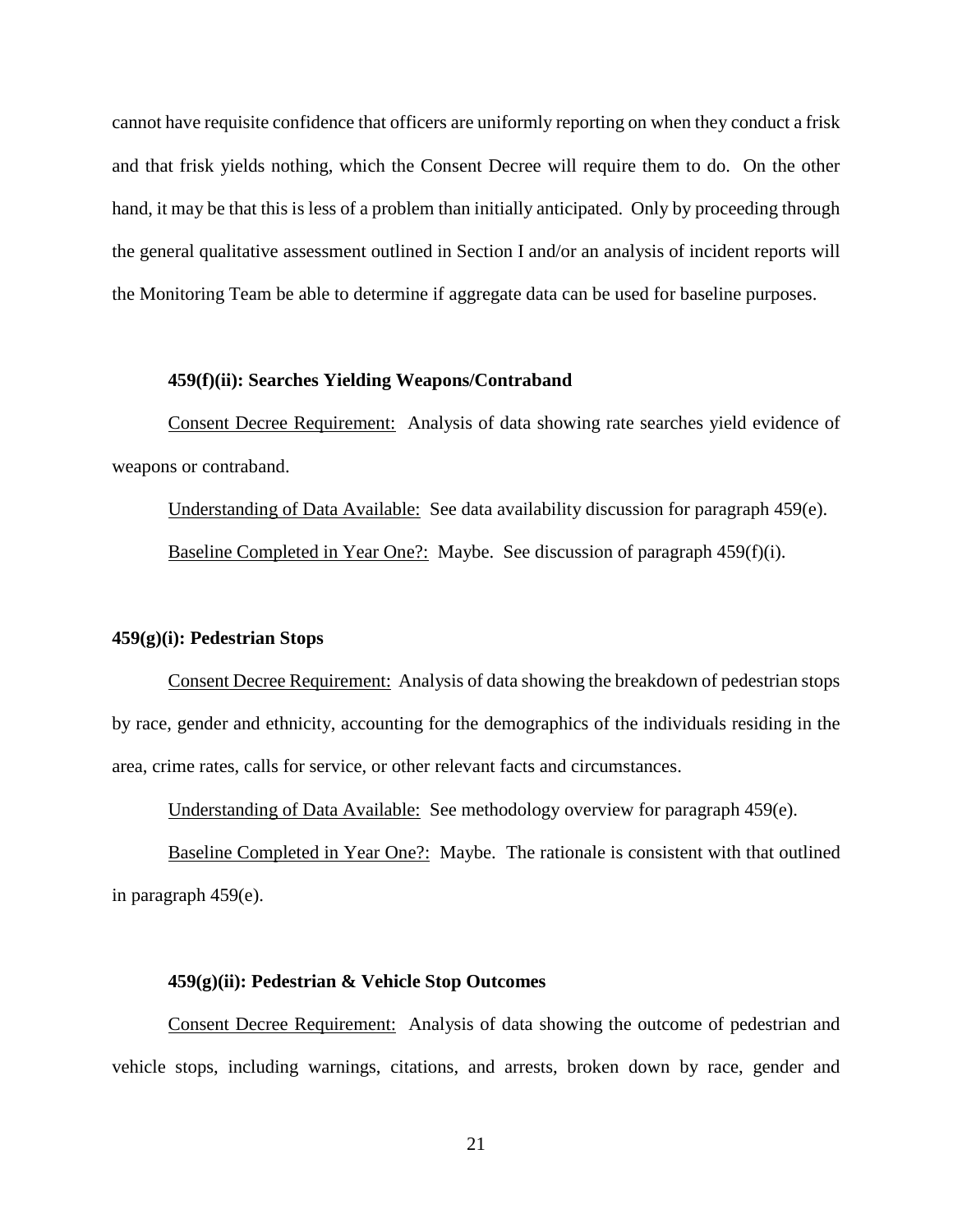cannot have requisite confidence that officers are uniformly reporting on when they conduct a frisk and that frisk yields nothing, which the Consent Decree will require them to do. On the other hand, it may be that this is less of a problem than initially anticipated. Only by proceeding through the general qualitative assessment outlined in Section I and/or an analysis of incident reports will the Monitoring Team be able to determine if aggregate data can be used for baseline purposes.

### 459(f)(ii): Searches Yielding Weapons/Contraband

Consent Decree Requirement: Analysis of data showing rate searches yield evidence of weapons or contraband.

Understanding of Data Available: See data availability discussion for paragraph 459(e).

Baseline Completed in Year One?: Maybe. See discussion of paragraph 459(f)(i).

## 459(g)(i): Pedestrian Stops

Consent Decree Requirement: Analysis of data showing the breakdown of pedestrian stops by race, gender and ethnicity, accounting for the demographics of the individuals residing in the area, crime rates, calls for service, or other relevant facts and circumstances.

Understanding of Data Available: See methodology overview for paragraph 459(e).

Baseline Completed in Year One?: Maybe. The rationale is consistent with that outlined in paragraph 459(e).

### 459(g)(ii): Pedestrian & Vehicle Stop Outcomes

Consent Decree Requirement: Analysis of data showing the outcome of pedestrian and vehicle stops, including warnings, citations, and arrests, broken down by race, gender and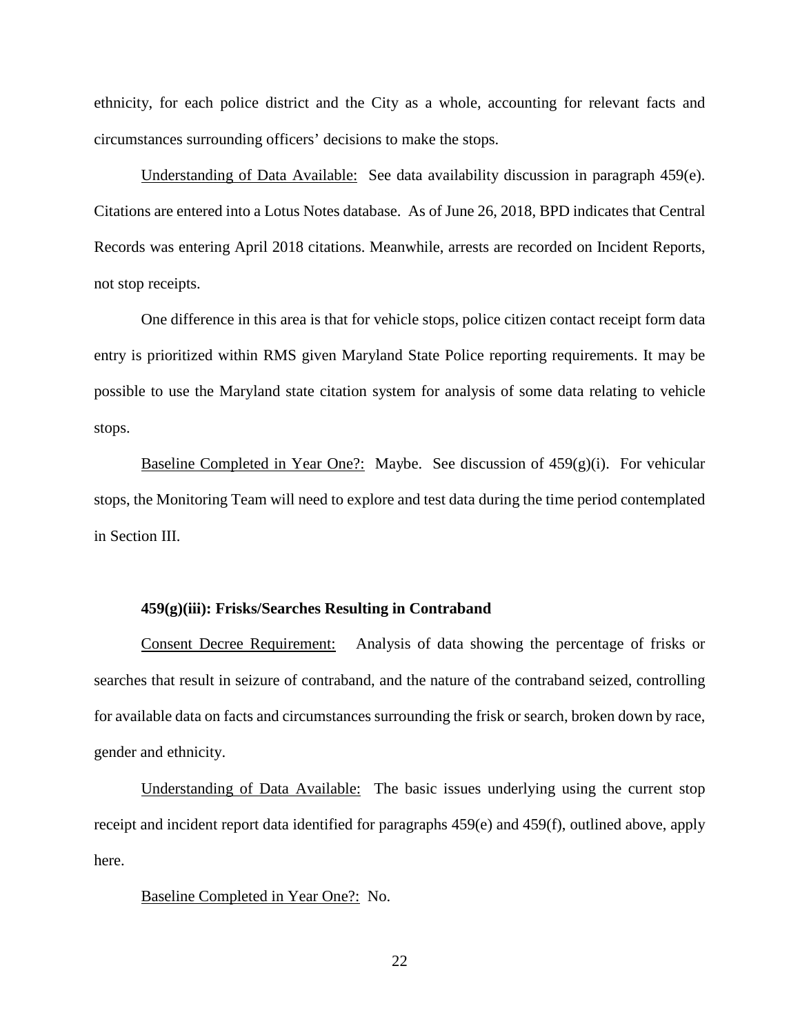ethnicity, for each police district and the City as a whole, accounting for relevant facts and circumstances surrounding officers' decisions to make the stops.

Understanding of Data Available: See data availability discussion in paragraph 459(e). Citations are entered into a Lotus Notes database. As of June 26, 2018, BPD indicates that Central Records was entering April 2018 citations. Meanwhile, arrests are recorded on Incident Reports, not stop receipts.

One difference in this area is that for vehicle stops, police citizen contact receipt form data entry is prioritized within RMS given Maryland State Police reporting requirements. It may be possible to use the Maryland state citation system for analysis of some data relating to vehicle stops.

Baseline Completed in Year One?: Maybe. See discussion of 459(g)(i). For vehicular stops, the Monitoring Team will need to explore and test data during the time period contemplated in Section III.

**459(g)(iii): Frisks/Searches Resulting in Contraband**

Consent Decree Requirement: Analysis of data showing the percentage of frisks or searches that result in seizure of contraband, and the nature of the contraband seized, controlling for available data on facts and circumstances surrounding the frisk or search, broken down by race, gender and ethnicity.

Understanding of Data Available: The basic issues underlying using the current stop receipt and incident report data identified for paragraphs 459(e) and 459(f), outlined above, apply here.

Baseline Completed in Year One?: No.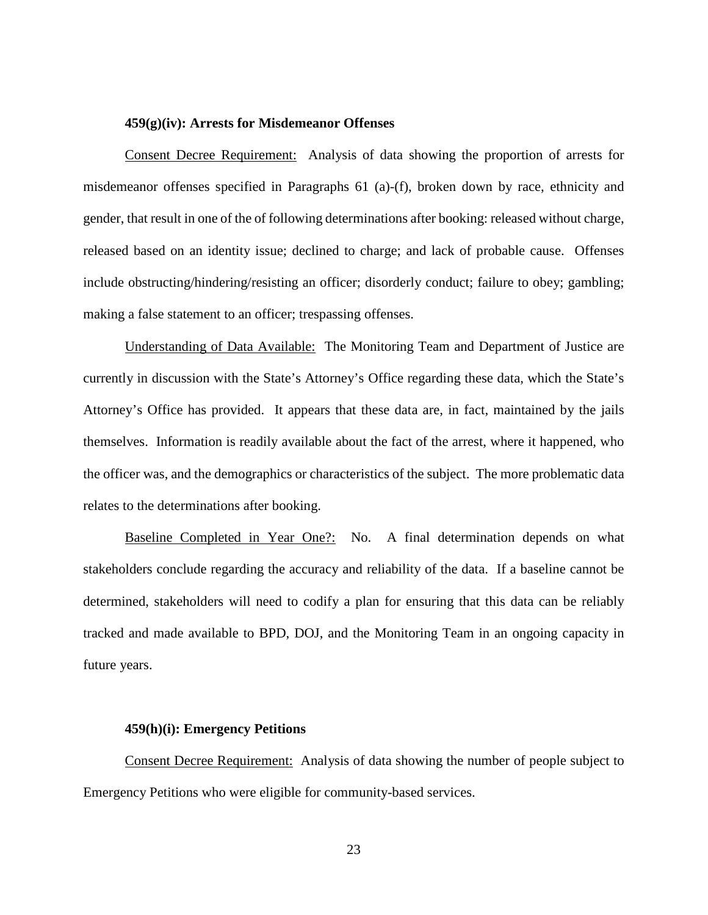**459(g)(iv): Arrests for Misdemeanor Offenses**

Consent Decree Requirement: Analysis of data showing the proportion of arrests for misdemeanor offenses specified in Paragraphs 61 (a)-(f), broken down by race, ethnicity and gender, that result in one of the of following determinations after booking: released without charge, released based on an identity issue; declined to charge; and lack of probable cause. Offenses include obstructing/hindering/resisting an officer; disorderly conduct; failure to obey; gambling; making a false statement to an officer; trespassing offenses.

Understanding of Data Available: The Monitoring Team and Department of Justice are currently in discussion with the State's Attorney's Office regarding these data, which the State's Attorney's Office has provided. It appears that these data are, in fact, maintained by the jails themselves. Information is readily available about the fact of the arrest, where it happened, who the officer was, and the demographics or characteristics of the subject. The more problematic data relates to the determinations after booking.

Baseline Completed in Year One?: No. A final determination depends on what stakeholders conclude regarding the accuracy and reliability of the data. If a baseline cannot be determined, stakeholders will need to codify a plan for ensuring that this data can be reliably tracked and made available to BPD, DOJ, and the Monitoring Team in an ongoing capacity in future years.

**459(h)(i): Emergency Petitions**

Consent Decree Requirement: Analysis of data showing the number of people subject to Emergency Petitions who were eligible for community-based services.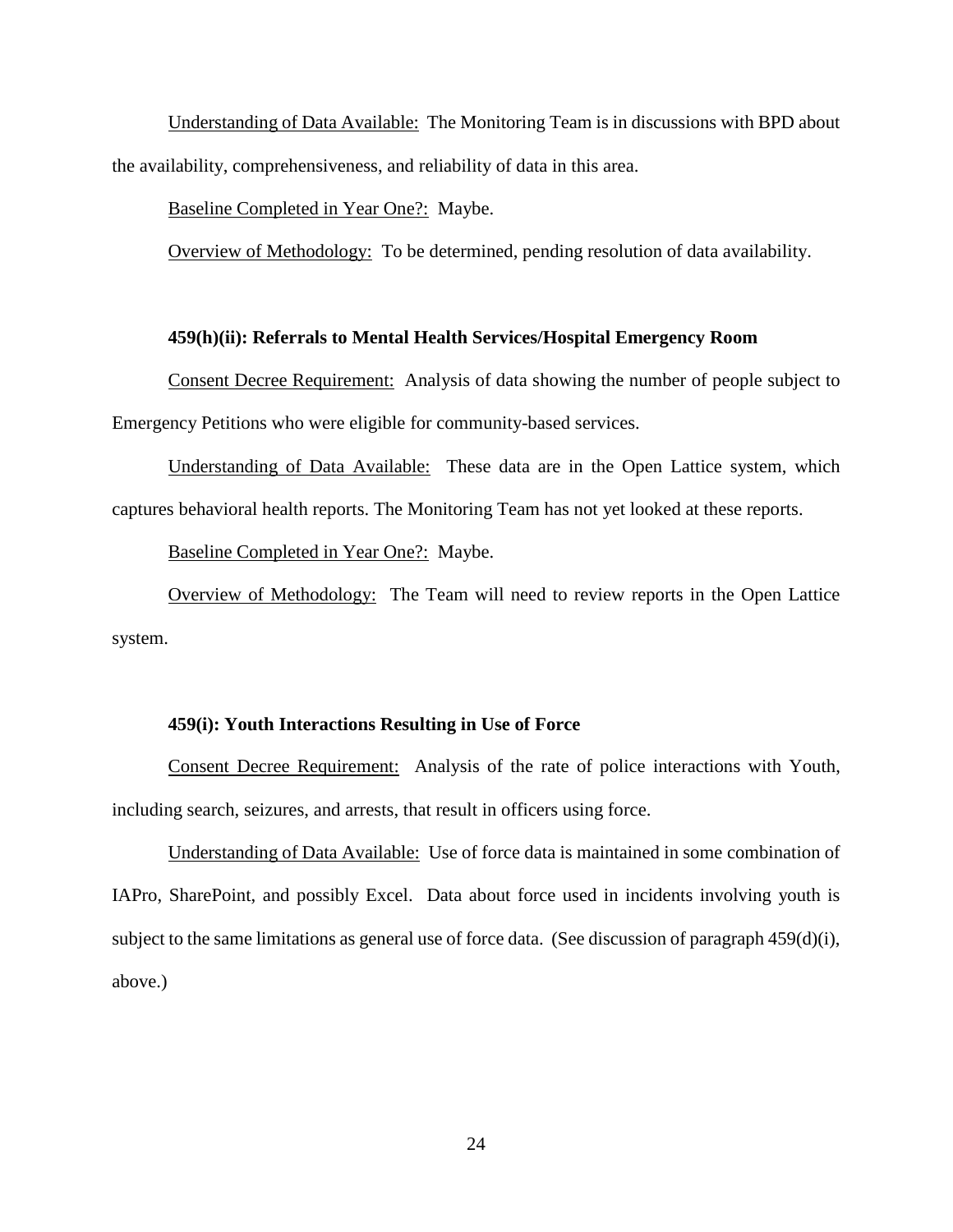Understanding of Data Available: The Monitoring Team is in discussions with BPD about the availability, comprehensiveness, and reliability of data in this area.

Baseline Completed in Year One?: Maybe.

Overview of Methodology: To be determined, pending resolution of data availability.

#### 459(h)(ii): Referrals to Mental Health Services/Hospital Emergency Room

Consent Decree Requirement: Analysis of data showing the number of people subject to Emergency Petitions who were eligible for community-based services.

Understanding of Data Available: These data are in the Open Lattice system, which captures behavioral health reports. The Monitoring Team has not yet looked at these reports.

Baseline Completed in Year One?: Maybe.

Overview of Methodology: The Team will need to review reports in the Open Lattice system.

#### 459(i): Youth Interactions Resulting in Use of Force

Consent Decree Requirement: Analysis of the rate of police interactions with Youth, including search, seizures, and arrests, that result in officers using force.

Understanding of Data Available: Use of force data is maintained in some combination of IAPro, SharePoint, and possibly Excel. Data about force used in incidents involving youth is subject to the same limitations as general use of force data. (See discussion of paragraph 459(d)(i), above.)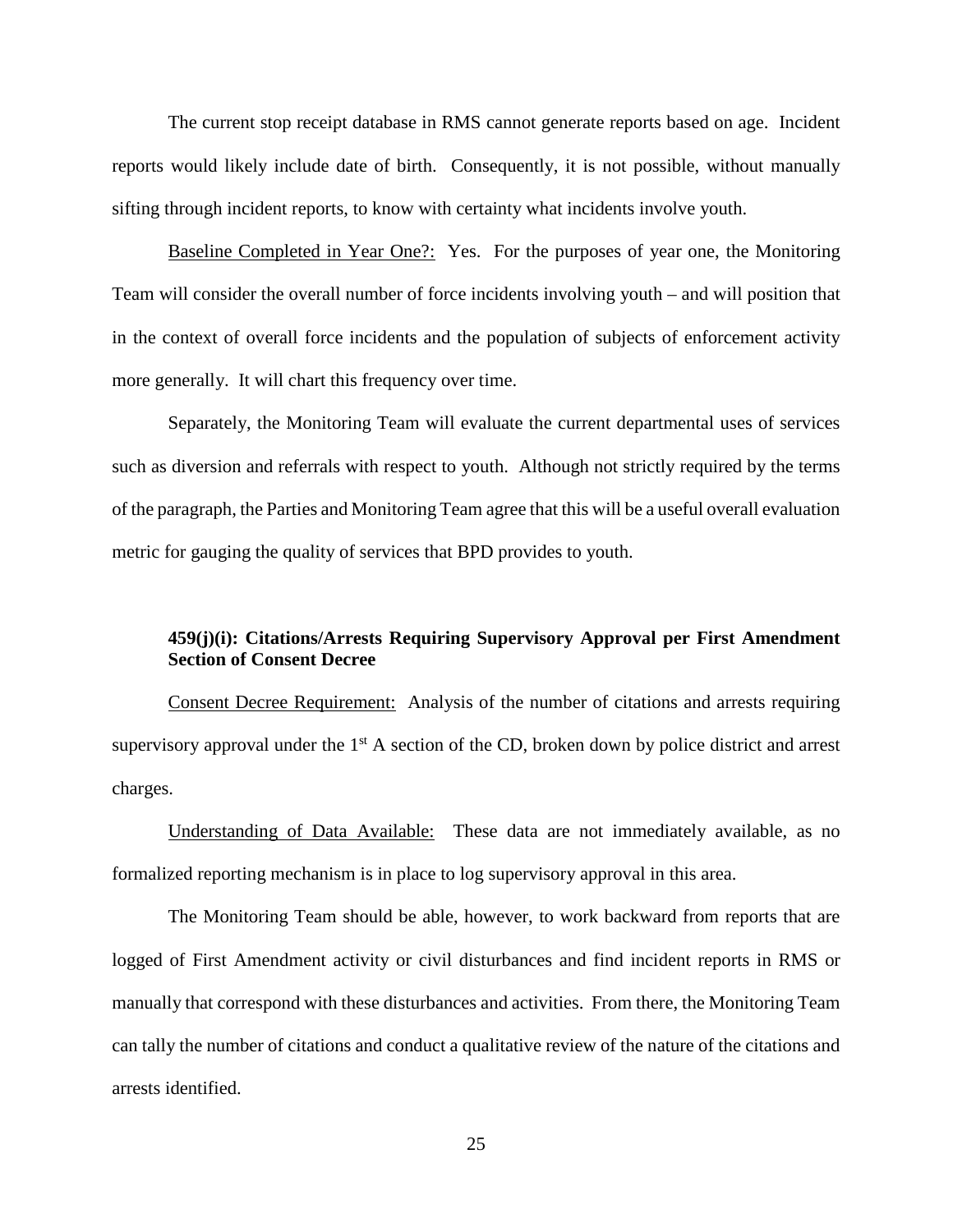The current stop receipt database in RMS cannot generate reports based on age. Incident reports would likely include date of birth. Consequently, it is not possible, without manually sifting through incident reports, to know with certainty what incidents involve youth.

Baseline Completed in Year One?: Yes. For the purposes of year one, the Monitoring Team will consider the overall number of force incidents involving youth – and will position that in the context of overall force incidents and the population of subjects of enforcement activity more generally. It will chart this frequency over time.

Separately, the Monitoring Team will evaluate the current departmental uses of services such as diversion and referrals with respect to youth. Although not strictly required by the terms of the paragraph, the Parties and Monitoring Team agree that this will be a useful overall evaluation metric for gauging the quality of services that BPD provides to youth.

**459(j)(i): Citations/Arrests Requiring Supervisory Approval per First Amendment Section of Consent Decree**

Consent Decree Requirement: Analysis of the number of citations and arrests requiring supervisory approval under the 1st A section of the CD, broken down by police district and arrest charges.

Understanding of Data Available: These data are not immediately available, as no formalized reporting mechanism is in place to log supervisory approval in this area.

The Monitoring Team should be able, however, to work backward from reports that are logged of First Amendment activity or civil disturbances and find incident reports in RMS or manually that correspond with these disturbances and activities. From there, the Monitoring Team can tally the number of citations and conduct a qualitative review of the nature of the citations and arrests identified.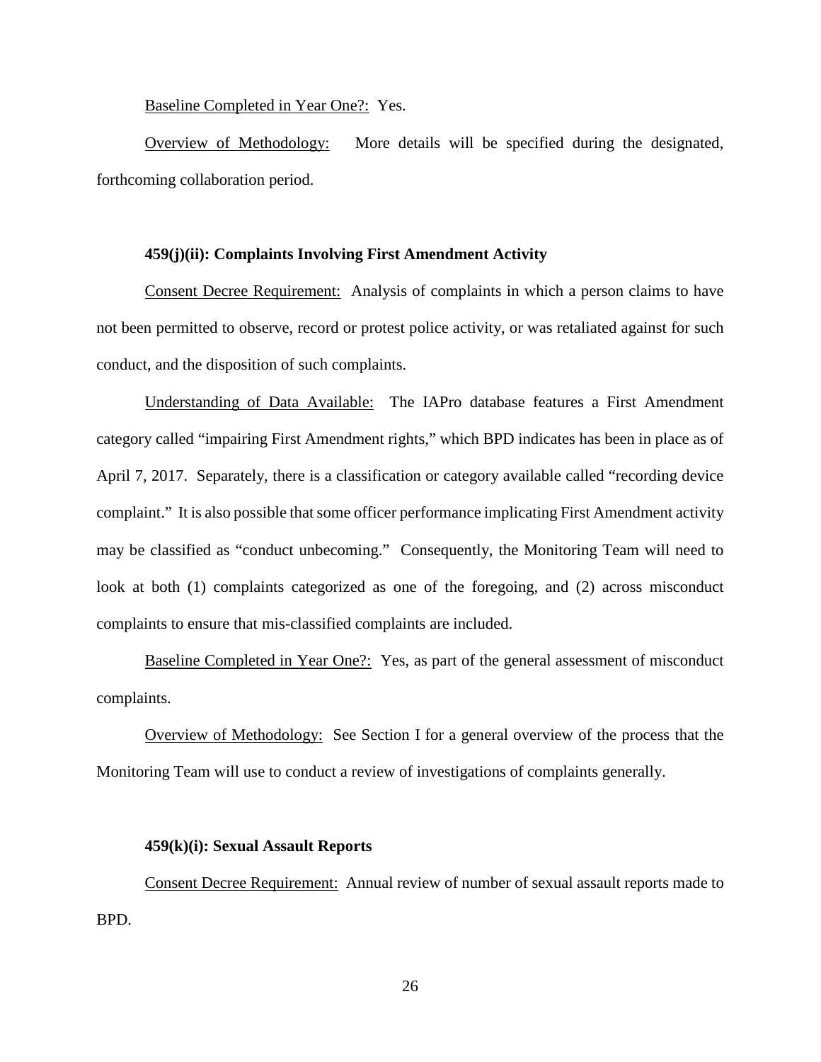Baseline Completed in Year One?: Yes.

Overview of Methodology: More details will be specified during the designated, forthcoming collaboration period.

**459(j)(ii): Complaints Involving First Amendment Activity**

Consent Decree Requirement: Analysis of complaints in which a person claims to have not been permitted to observe, record or protest police activity, or was retaliated against for such conduct, and the disposition of such complaints.

Understanding of Data Available: The IAPro database features a First Amendment category called "impairing First Amendment rights," which BPD indicates has been in place as of April 7, 2017. Separately, there is a classification or category available called "recording device complaint." It is also possible that some officer performance implicating First Amendment activity may be classified as "conduct unbecoming." Consequently, the Monitoring Team will need to look at both (1) complaints categorized as one of the foregoing, and (2) across misconduct complaints to ensure that mis-classified complaints are included.

Baseline Completed in Year One?: Yes, as part of the general assessment of misconduct complaints.

Overview of Methodology: See Section I for a general overview of the process that the Monitoring Team will use to conduct a review of investigations of complaints generally.

**459(k)(i): Sexual Assault Reports**

Consent Decree Requirement: Annual review of number of sexual assault reports made to BPD.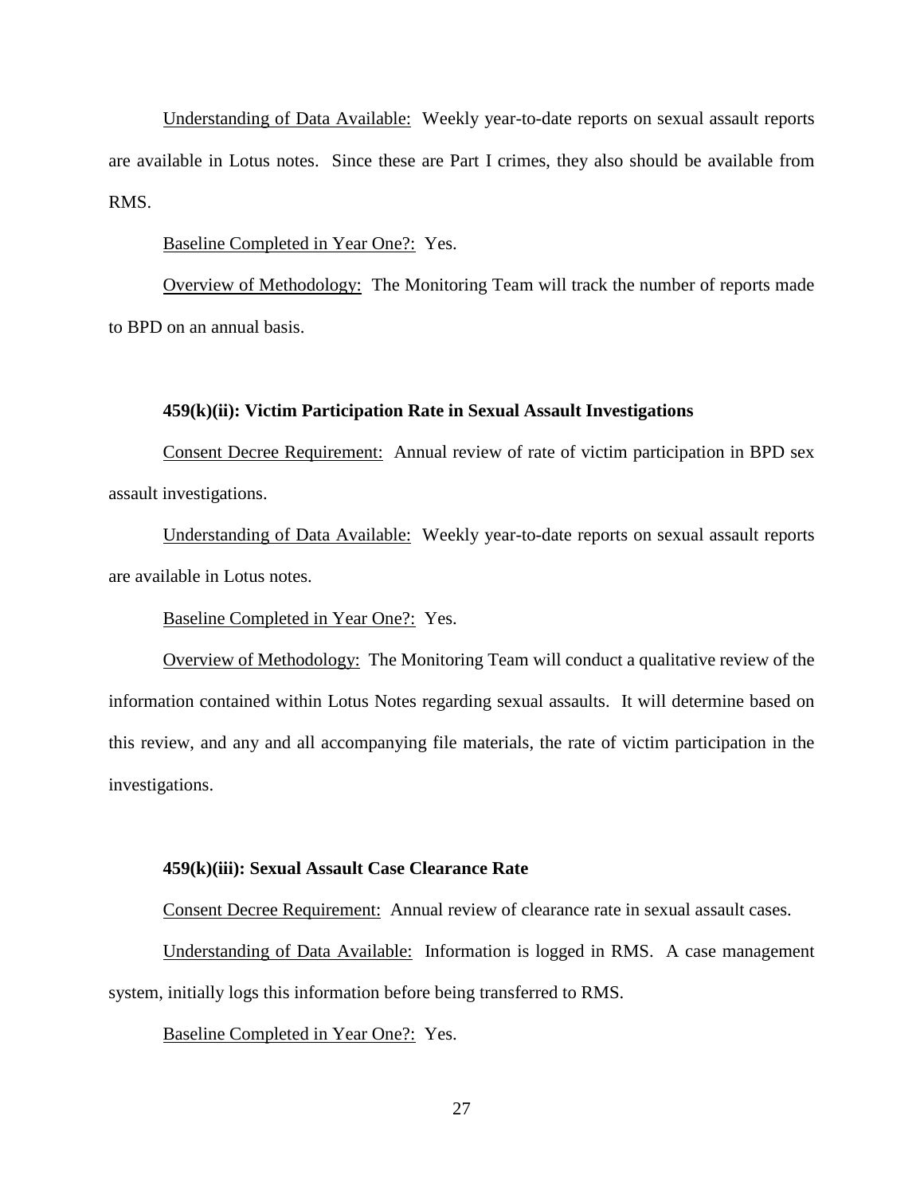Understanding of Data Available: Weekly year-to-date reports on sexual assault reports are available in Lotus notes. Since these are Part I crimes, they also should be available from RMS.

Baseline Completed in Year One?: Yes.

Overview of Methodology: The Monitoring Team will track the number of reports made to BPD on an annual basis.

**459(k)(ii): Victim Participation Rate in Sexual Assault Investigations**

Consent Decree Requirement: Annual review of rate of victim participation in BPD sex assault investigations.

Understanding of Data Available: Weekly year-to-date reports on sexual assault reports are available in Lotus notes.

Baseline Completed in Year One?: Yes.

Overview of Methodology: The Monitoring Team will conduct a qualitative review of the information contained within Lotus Notes regarding sexual assaults. It will determine based on this review, and any and all accompanying file materials, the rate of victim participation in the investigations.

**459(k)(iii): Sexual Assault Case Clearance Rate**

Consent Decree Requirement: Annual review of clearance rate in sexual assault cases.

Understanding of Data Available: Information is logged in RMS. A case management system, initially logs this information before being transferred to RMS.

Baseline Completed in Year One?: Yes.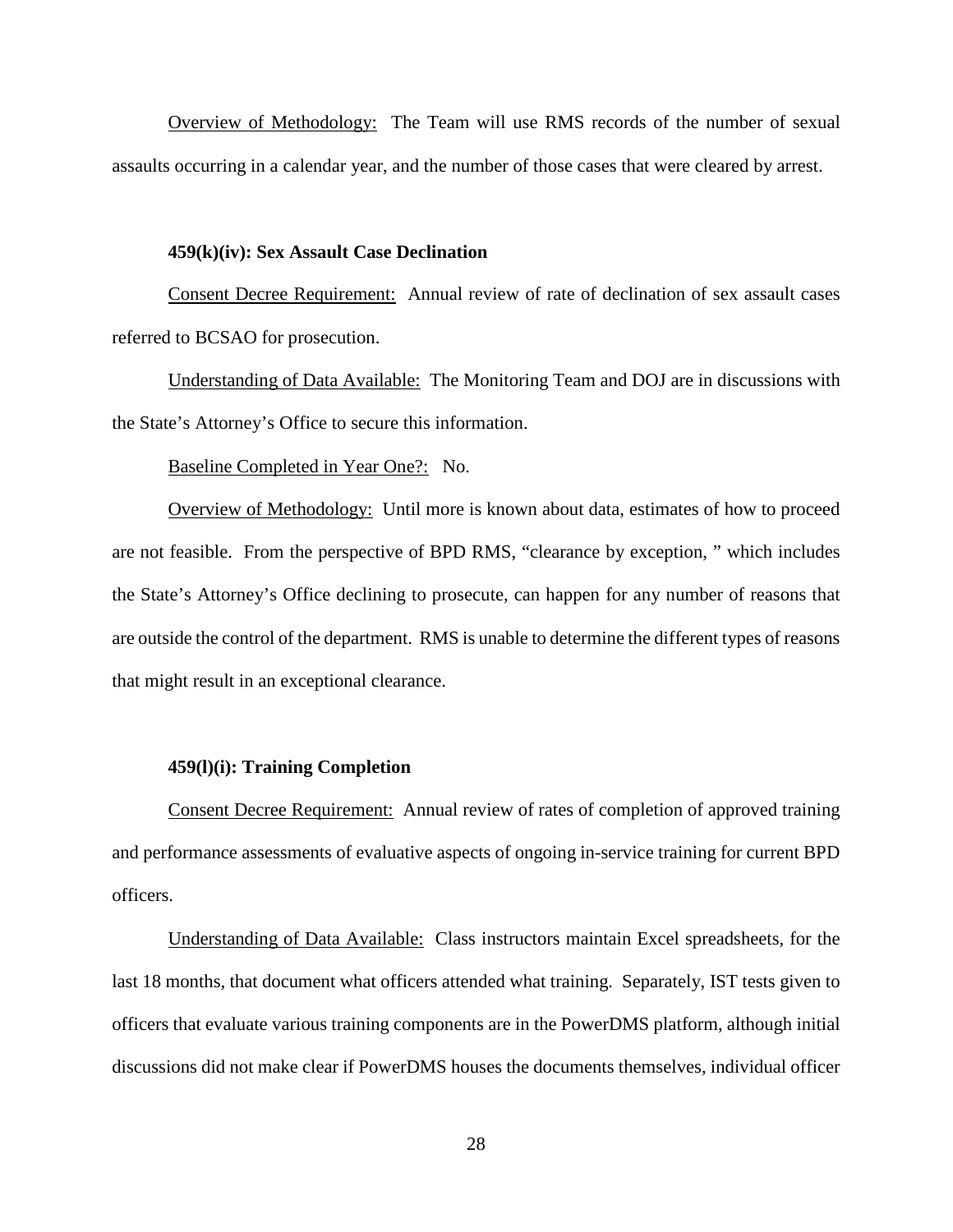Overview of Methodology: The Team will use RMS records of the number of sexual assaults occurring in a calendar year, and the number of those cases that were cleared by arrest.

**459(k)(iv): Sex Assault Case Declination**

Consent Decree Requirement: Annual review of rate of declination of sex assault cases referred to BCSAO for prosecution.

Understanding of Data Available: The Monitoring Team and DOJ are in discussions with the State's Attorney's Office to secure this information.

Baseline Completed in Year One?: No.

Overview of Methodology: Until more is known about data, estimates of how to proceed are not feasible. From the perspective of BPD RMS, "clearance by exception, " which includes the State's Attorney's Office declining to prosecute, can happen for any number of reasons that are outside the control of the department. RMS is unable to determine the different types of reasons that might result in an exceptional clearance.

**459(l)(i): Training Completion**

Consent Decree Requirement: Annual review of rates of completion of approved training and performance assessments of evaluative aspects of ongoing in-service training for current BPD officers.

Understanding of Data Available: Class instructors maintain Excel spreadsheets, for the last 18 months, that document what officers attended what training. Separately, IST tests given to officers that evaluate various training components are in the PowerDMS platform, although initial discussions did not make clear if PowerDMS houses the documents themselves, individual officer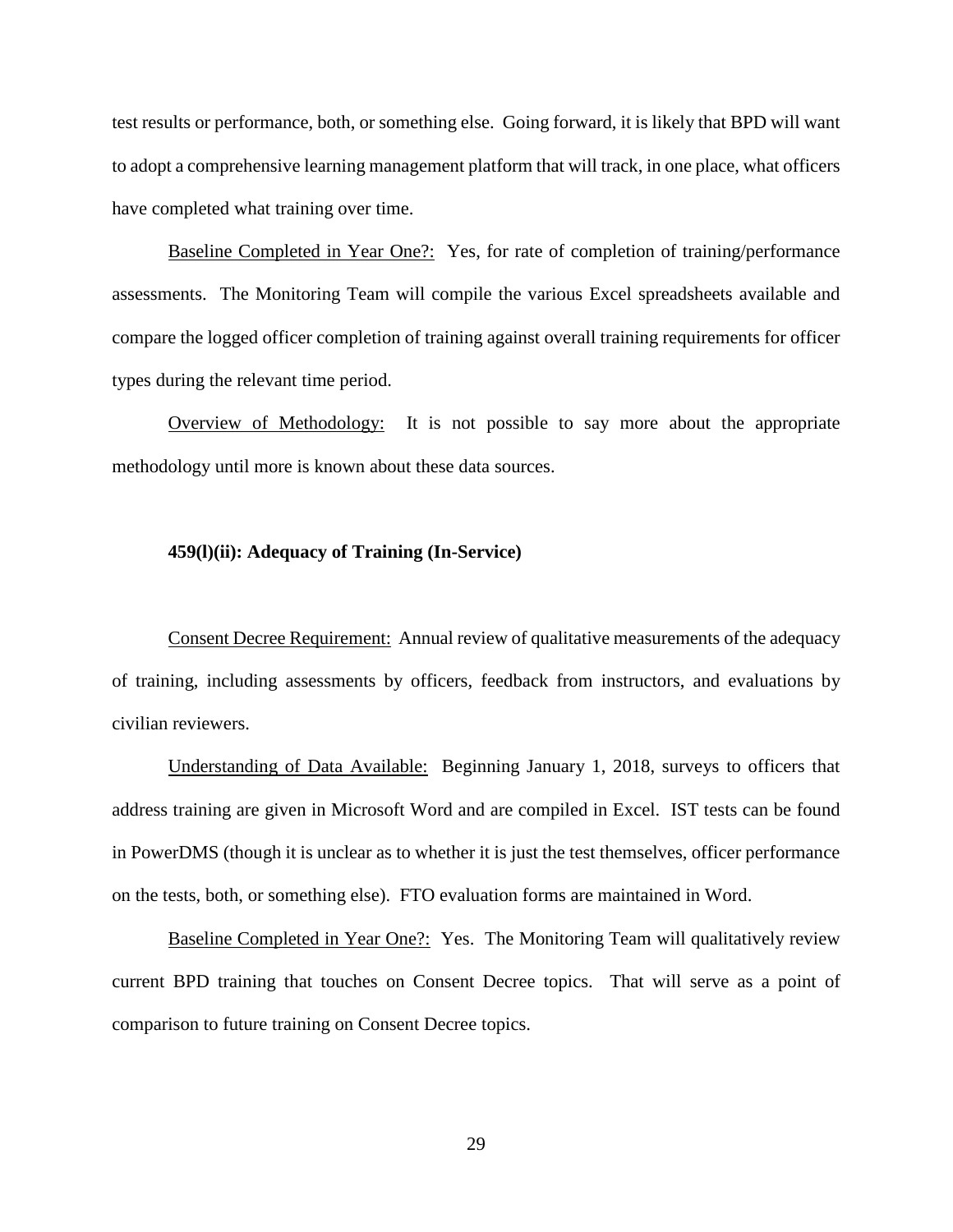test results or performance, both, or something else. Going forward, it is likely that BPD will want to adopt a comprehensive learning management platform that will track, in one place, what officers have completed what training over time.

Baseline Completed in Year One?: Yes, for rate of completion of training/performance assessments. The Monitoring Team will compile the various Excel spreadsheets available and compare the logged officer completion of training against overall training requirements for officer types during the relevant time period.

Overview of Methodology: It is not possible to say more about the appropriate methodology until more is known about these data sources.

**459(l)(ii): Adequacy of Training (In-Service)**

Consent Decree Requirement: Annual review of qualitative measurements of the adequacy of training, including assessments by officers, feedback from instructors, and evaluations by civilian reviewers.

Understanding of Data Available: Beginning January 1, 2018, surveys to officers that address training are given in Microsoft Word and are compiled in Excel. IST tests can be found in PowerDMS (though it is unclear as to whether it is just the test themselves, officer performance on the tests, both, or something else). FTO evaluation forms are maintained in Word.

Baseline Completed in Year One?: Yes. The Monitoring Team will qualitatively review current BPD training that touches on Consent Decree topics. That will serve as a point of comparison to future training on Consent Decree topics.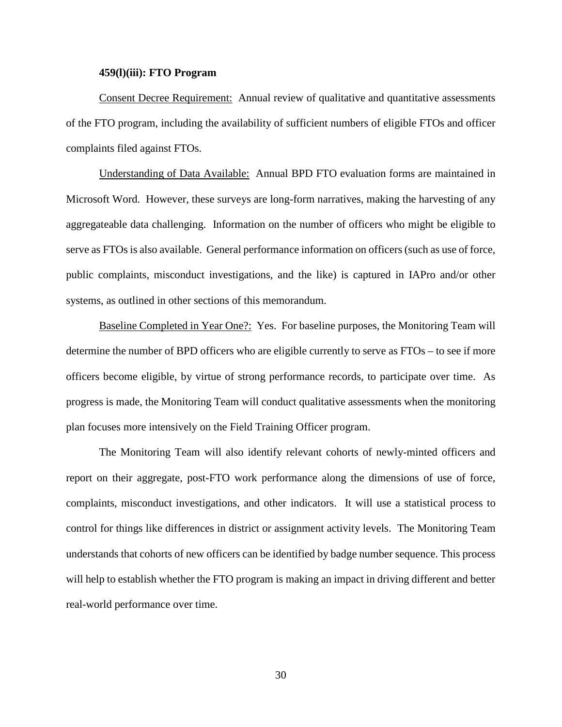**459(l)(iii): FTO Program**

Consent Decree Requirement: Annual review of qualitative and quantitative assessments of the FTO program, including the availability of sufficient numbers of eligible FTOs and officer complaints filed against FTOs.

Understanding of Data Available: Annual BPD FTO evaluation forms are maintained in Microsoft Word. However, these surveys are long-form narratives, making the harvesting of any aggregateable data challenging. Information on the number of officers who might be eligible to serve as FTOs is also available. General performance information on officers (such as use of force, public complaints, misconduct investigations, and the like) is captured in IAPro and/or other systems, as outlined in other sections of this memorandum.

Baseline Completed in Year One?: Yes. For baseline purposes, the Monitoring Team will determine the number of BPD officers who are eligible currently to serve as FTOs – to see if more officers become eligible, by virtue of strong performance records, to participate over time. As progress is made, the Monitoring Team will conduct qualitative assessments when the monitoring plan focuses more intensively on the Field Training Officer program.

The Monitoring Team will also identify relevant cohorts of newly-minted officers and report on their aggregate, post-FTO work performance along the dimensions of use of force, complaints, misconduct investigations, and other indicators. It will use a statistical process to control for things like differences in district or assignment activity levels. The Monitoring Team understands that cohorts of new officers can be identified by badge number sequence. This process will help to establish whether the FTO program is making an impact in driving different and better real-world performance over time.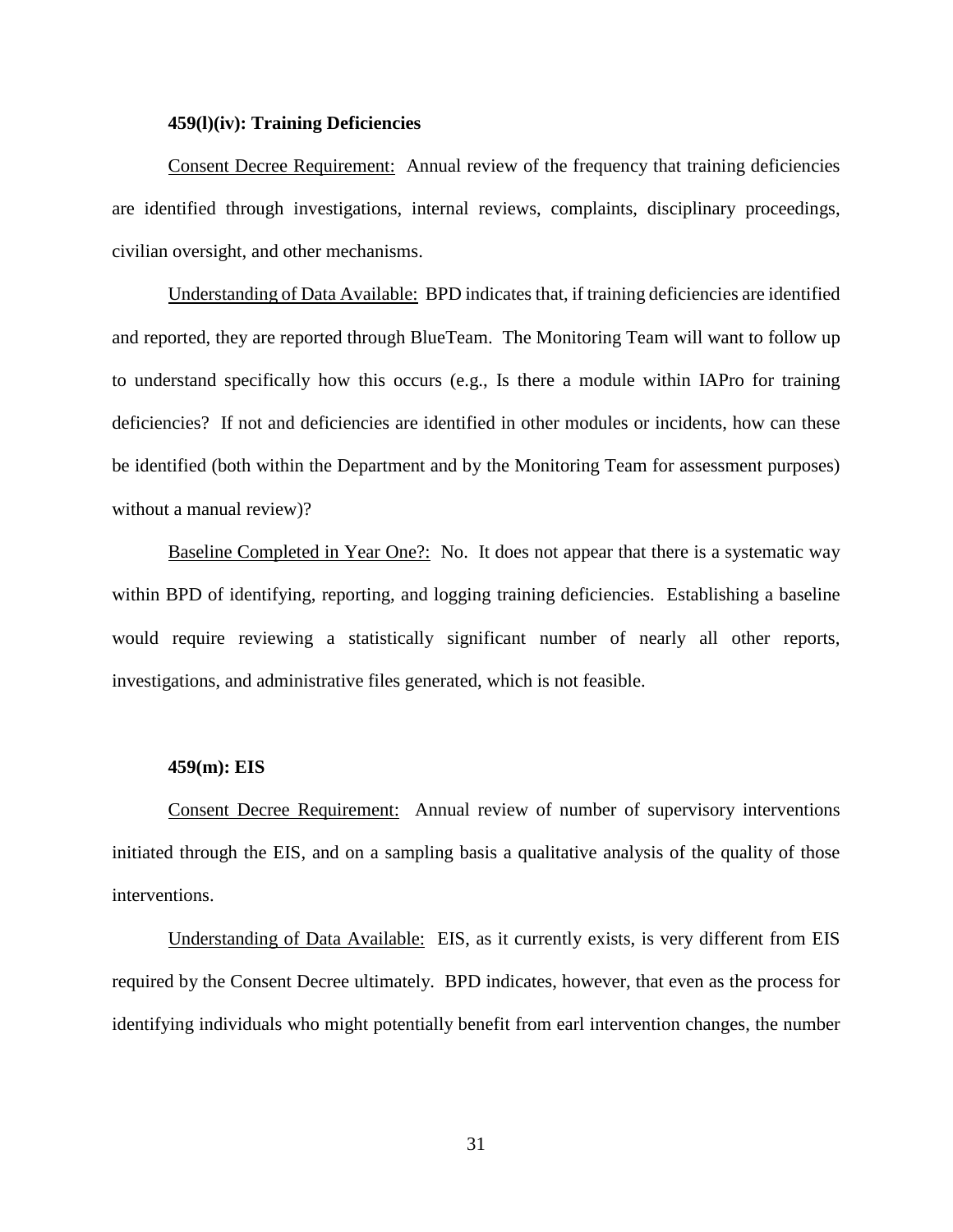**459(l)(iv): Training Deficiencies**

<u>Consent Decree Requirement:</u> Annual review of the frequency that training deficiencies are identified through investigations, internal reviews, complaints, disciplinary proceedings, civilian oversight, and other mechanisms.

<u>Understanding of Data Available:</u> BPD indicates that, if training deficiencies are identified and reported, they are reported through BlueTeam. The Monitoring Team will want to follow up to understand specifically how this occurs (e.g., Is there a module within IAPro for training deficiencies? If not and deficiencies are identified in other modules or incidents, how can these be identified (both within the Department and by the Monitoring Team for assessment purposes) without a manual review)?

<u>Baseline Completed in Year One?:</u> No. It does not appear that there is a systematic way within BPD of identifying, reporting, and logging training deficiencies. Establishing a baseline would require reviewing a statistically significant number of nearly all other reports, investigations, and administrative files generated, which is not feasible.

**459(m): EIS**

<u>Consent Decree Requirement:</u> Annual review of number of supervisory interventions initiated through the EIS, and on a sampling basis a qualitative analysis of the quality of those interventions.

<u>Understanding of Data Available:</u> EIS, as it currently exists, is very different from EIS required by the Consent Decree ultimately. BPD indicates, however, that even as the process for identifying individuals who might potentially benefit from earl intervention changes, the number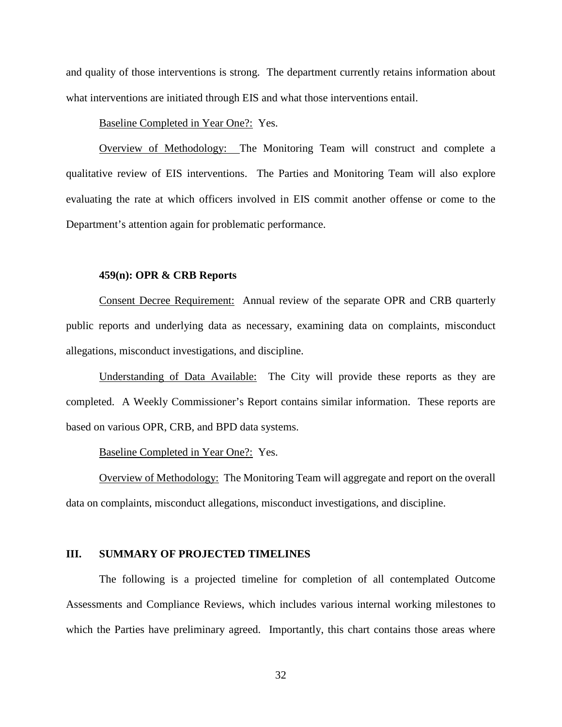and quality of those interventions is strong. The department currently retains information about what interventions are initiated through EIS and what those interventions entail.

Baseline Completed in Year One?: Yes.

Overview of Methodology: The Monitoring Team will construct and complete a qualitative review of EIS interventions. The Parties and Monitoring Team will also explore evaluating the rate at which officers involved in EIS commit another offense or come to the Department's attention again for problematic performance.

#### 459(n): OPR & CRB Reports

Consent Decree Requirement: Annual review of the separate OPR and CRB quarterly public reports and underlying data as necessary, examining data on complaints, misconduct allegations, misconduct investigations, and discipline.

Understanding of Data Available: The City will provide these reports as they are completed. A Weekly Commissioner's Report contains similar information. These reports are based on various OPR, CRB, and BPD data systems.

Baseline Completed in Year One?: Yes.

Overview of Methodology: The Monitoring Team will aggregate and report on the overall data on complaints, misconduct allegations, misconduct investigations, and discipline.

## III. SUMMARY OF PROJECTED TIMELINES

The following is a projected timeline for completion of all contemplated Outcome Assessments and Compliance Reviews, which includes various internal working milestones to which the Parties have preliminary agreed. Importantly, this chart contains those areas where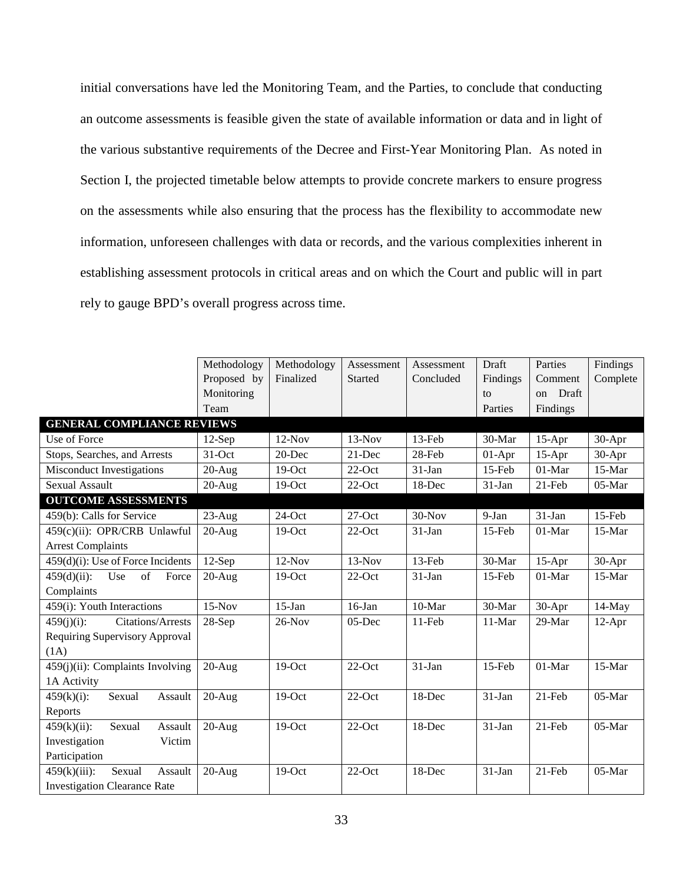initial conversations have led the Monitoring Team, and the Parties, to conclude that conducting an outcome assessments is feasible given the state of available information or data and in light of the various substantive requirements of the Decree and First-Year Monitoring Plan. As noted in Section I, the projected timetable below attempts to provide concrete markers to ensure progress on the assessments while also ensuring that the process has the flexibility to accommodate new information, unforeseen challenges with data or records, and the various complexities inherent in establishing assessment protocols in critical areas and on which the Court and public will in part rely to gauge BPD's overall progress across time.

| | Methodology Proposed by Monitoring Team | Methodology Finalized | Assessment Started | Assessment Concluded | Draft Findings to Parties | Parties Comment on Draft Findings | Findings Complete |
|---|---|---|---|---|---|---|---|
| **GENERAL COMPLIANCE REVIEWS** | | | | | | | |
| Use of Force | 12-Sep | 12-Nov | 13-Nov | 13-Feb | 30-Mar | 15-Apr | 30-Apr |
| Stops, Searches, and Arrests | 31-Oct | 20-Dec | 21-Dec | 28-Feb | 01-Apr | 15-Apr | 30-Apr |
| Misconduct Investigations | 20-Aug | 19-Oct | 22-Oct | 31-Jan | 15-Feb | 01-Mar | 15-Mar |
| Sexual Assault | 20-Aug | 19-Oct | 22-Oct | 18-Dec | 31-Jan | 21-Feb | 05-Mar |
| **OUTCOME ASSESSMENTS** | | | | | | | |
| 459(b): Calls for Service | 23-Aug | 24-Oct | 27-Oct | 30-Nov | 9-Jan | 31-Jan | 15-Feb |
| 459(c)(ii): OPR/CRB Unlawful Arrest Complaints | 20-Aug | 19-Oct | 22-Oct | 31-Jan | 15-Feb | 01-Mar | 15-Mar |
| 459(d)(i): Use of Force Incidents | 12-Sep | 12-Nov | 13-Nov | 13-Feb | 30-Mar | 15-Apr | 30-Apr |
| 459(d)(ii): Use of Force Complaints | 20-Aug | 19-Oct | 22-Oct | 31-Jan | 15-Feb | 01-Mar | 15-Mar |
| 459(i): Youth Interactions | 15-Nov | 15-Jan | 16-Jan | 10-Mar | 30-Mar | 30-Apr | 14-May |
| 459(j)(i): Citations/Arrests Requiring Supervisory Approval (1A) | 28-Sep | 26-Nov | 05-Dec | 11-Feb | 11-Mar | 29-Mar | 12-Apr |
| 459(j)(ii): Complaints Involving 1A Activity | 20-Aug | 19-Oct | 22-Oct | 31-Jan | 15-Feb | 01-Mar | 15-Mar |
| 459(k)(i): Sexual Assault Reports | 20-Aug | 19-Oct | 22-Oct | 18-Dec | 31-Jan | 21-Feb | 05-Mar |
| 459(k)(ii): Sexual Assault Investigation Victim Participation | 20-Aug | 19-Oct | 22-Oct | 18-Dec | 31-Jan | 21-Feb | 05-Mar |
| 459(k)(iii): Sexual Assault Investigation Clearance Rate | 20-Aug | 19-Oct | 22-Oct | 18-Dec | 31-Jan | 21-Feb | 05-Mar |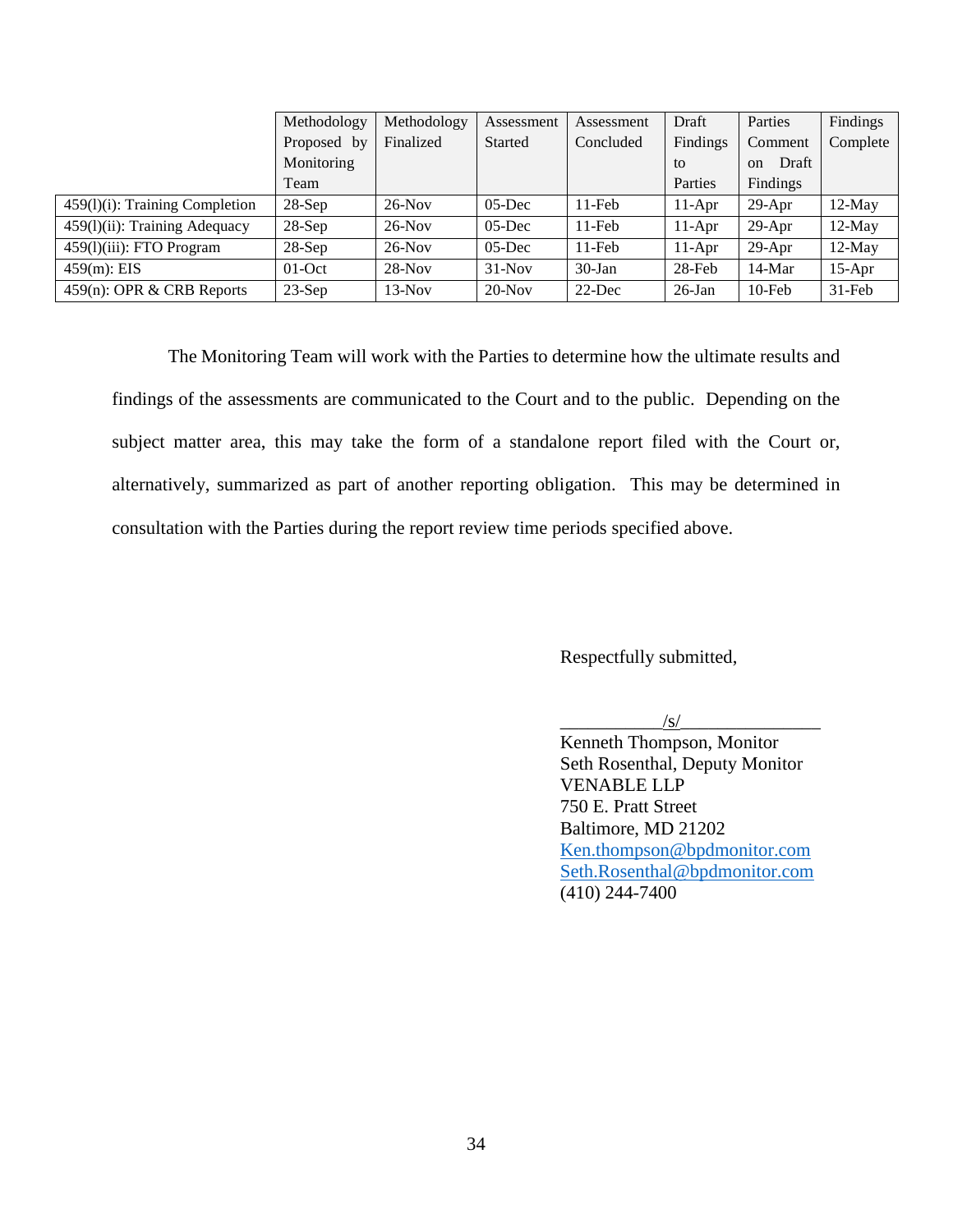| | Methodology Proposed by Monitoring Team | Methodology Finalized | Assessment Started | Assessment Concluded | Draft Findings to Parties | Parties Comment on Draft Findings | Findings Complete |
|---|---|---|---|---|---|---|---|
| 459(l)(i): Training Completion | 28-Sep | 26-Nov | 05-Dec | 11-Feb | 11-Apr | 29-Apr | 12-May |
| 459(l)(ii): Training Adequacy | 28-Sep | 26-Nov | 05-Dec | 11-Feb | 11-Apr | 29-Apr | 12-May |
| 459(l)(iii): FTO Program | 28-Sep | 26-Nov | 05-Dec | 11-Feb | 11-Apr | 29-Apr | 12-May |
| 459(m): EIS | 01-Oct | 28-Nov | 31-Nov | 30-Jan | 28-Feb | 14-Mar | 15-Apr |
| 459(n): OPR & CRB Reports | 23-Sep | 13-Nov | 20-Nov | 22-Dec | 26-Jan | 10-Feb | 31-Feb |

The Monitoring Team will work with the Parties to determine how the ultimate results and findings of the assessments are communicated to the Court and to the public. Depending on the subject matter area, this may take the form of a standalone report filed with the Court or, alternatively, summarized as part of another reporting obligation. This may be determined in consultation with the Parties during the report review time periods specified above.

Respectfully submitted,

/s/

Kenneth Thompson, Monitor
Seth Rosenthal, Deputy Monitor
VENABLE LLP
750 E. Pratt Street
Baltimore, MD 21202
Ken.thompson@bpdmonitor.com
Seth.Rosenthal@bpdmonitor.com
(410) 244-7400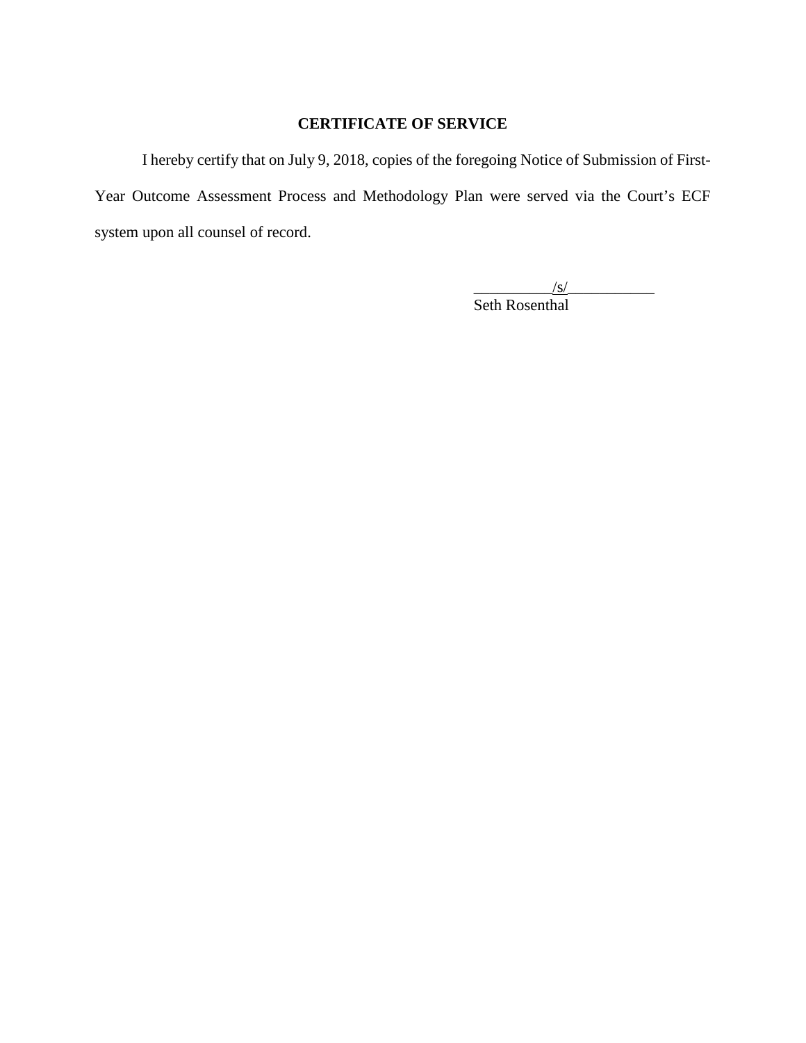**CERTIFICATE OF SERVICE**

I hereby certify that on July 9, 2018, copies of the foregoing Notice of Submission of First-Year Outcome Assessment Process and Methodology Plan were served via the Court's ECF system upon all counsel of record.

__________/s/___________
Seth Rosenthal